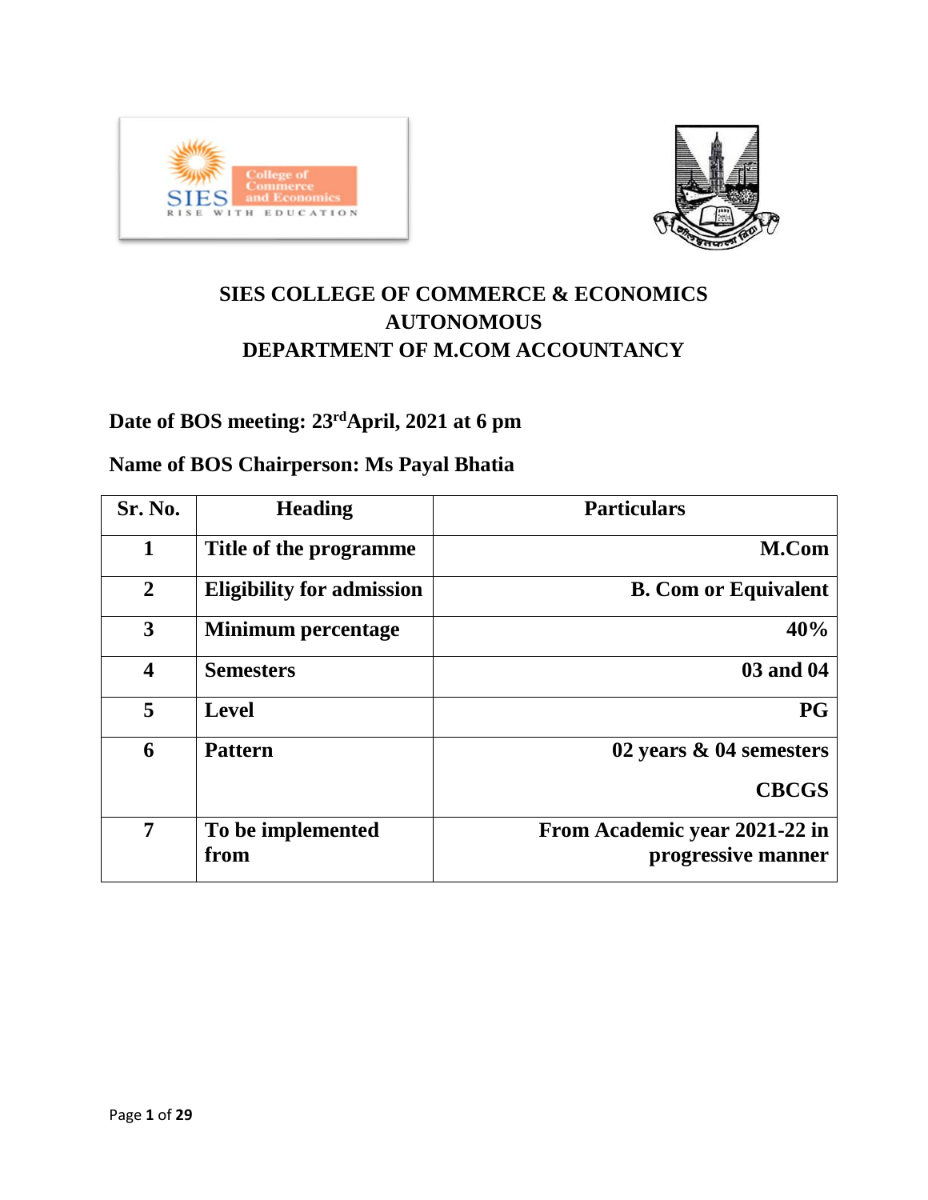# SIES COLLEGE OF COMMERCE & ECONOMICS
## AUTONOMOUS
## DEPARTMENT OF M.COM ACCOUNTANCY

**Date of BOS meeting: 23rd April, 2021 at 6 pm**

**Name of BOS Chairperson: Ms Payal Bhatia**

| Sr. No. | Heading | Particulars |
|---|---|---|
| 1 | Title of the programme | M.Com |
| 2 | Eligibility for admission | B. Com or Equivalent |
| 3 | Minimum percentage | 40% |
| 4 | Semesters | 03 and 04 |
| 5 | Level | PG |
| 6 | Pattern | 02 years & 04 semesters<br>CBCGS |
| 7 | To be implemented from | From Academic year 2021-22 in progressive manner |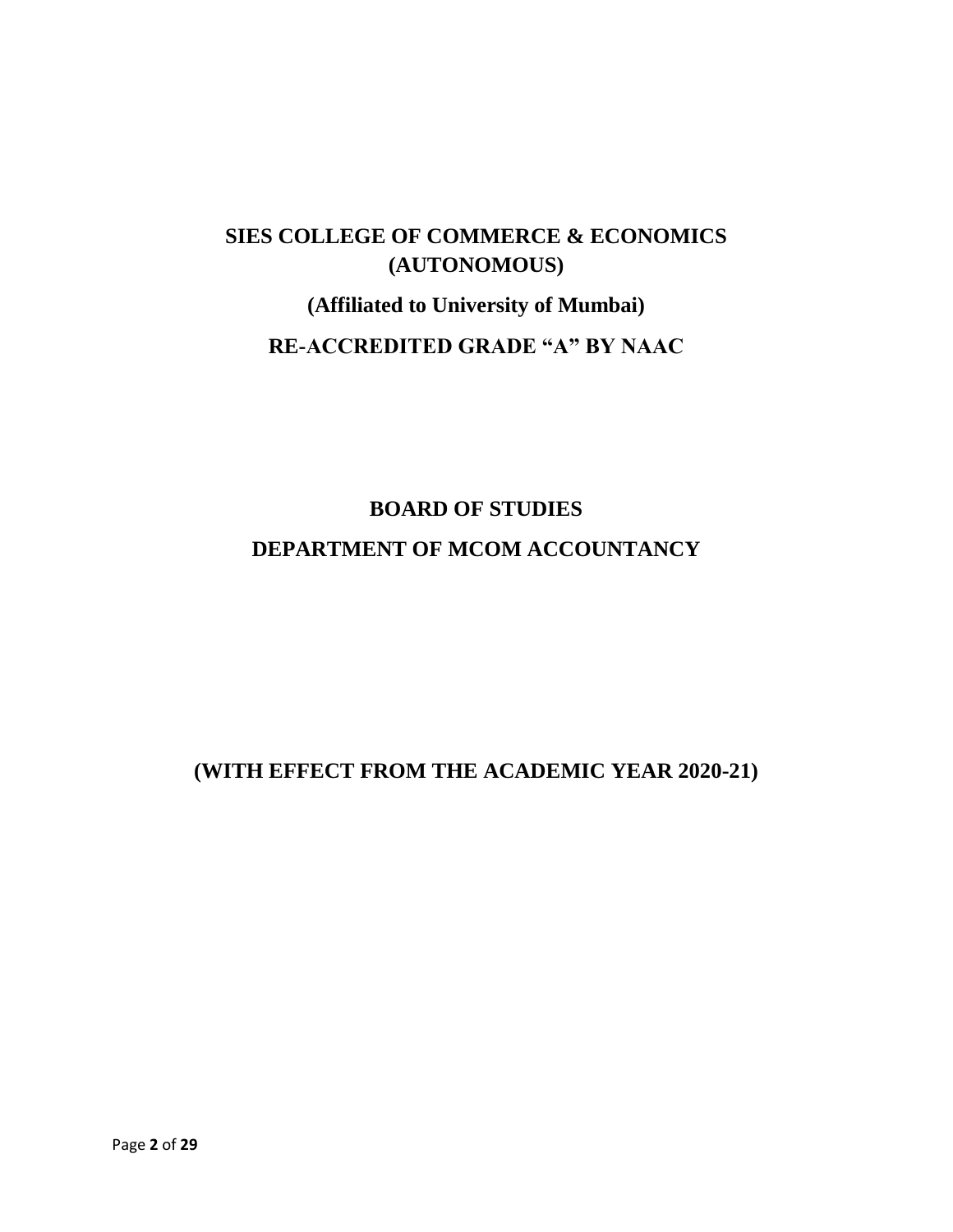# SIES COLLEGE OF COMMERCE & ECONOMICS (AUTONOMOUS)

## (Affiliated to University of Mumbai)

## RE-ACCREDITED GRADE "A" BY NAAC

## BOARD OF STUDIES

## DEPARTMENT OF MCOM ACCOUNTANCY

## (WITH EFFECT FROM THE ACADEMIC YEAR 2020-21)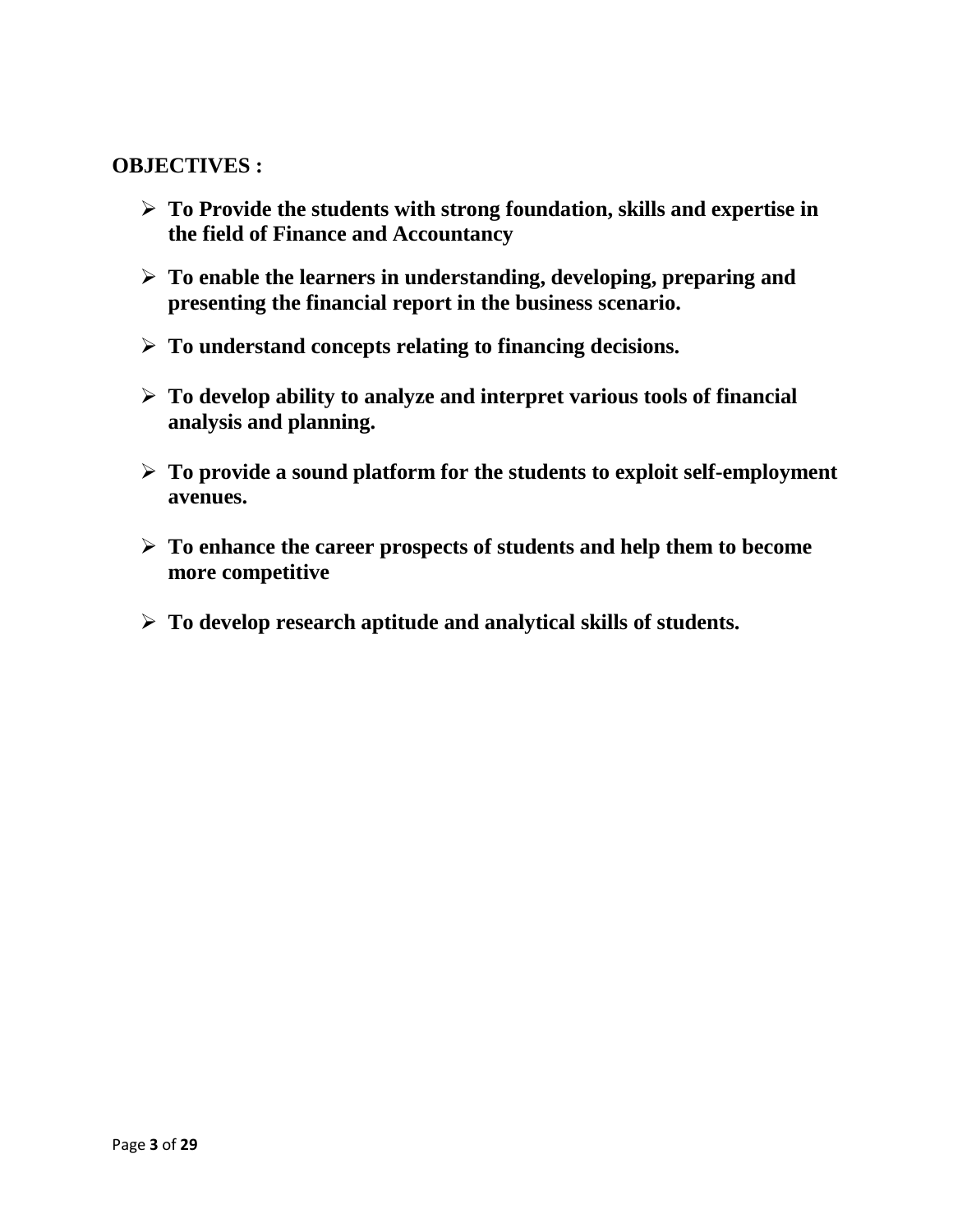**OBJECTIVES :**

- **To Provide the students with strong foundation, skills and expertise in the field of Finance and Accountancy**
- **To enable the learners in understanding, developing, preparing and presenting the financial report in the business scenario.**
- **To understand concepts relating to financing decisions.**
- **To develop ability to analyze and interpret various tools of financial analysis and planning.**
- **To provide a sound platform for the students to exploit self-employment avenues.**
- **To enhance the career prospects of students and help them to become more competitive**
- **To develop research aptitude and analytical skills of students.**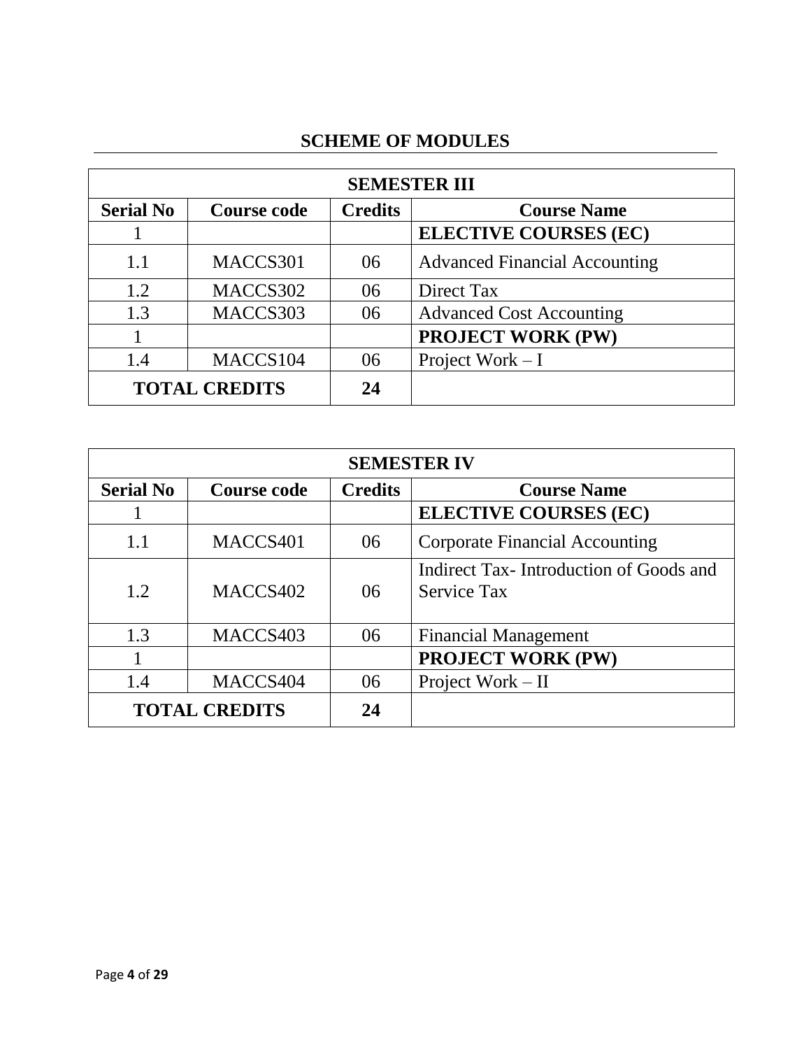## SCHEME OF MODULES

| SEMESTER III | | | |
|---|---|---|---|
| **Serial No** | **Course code** | **Credits** | **Course Name** |
| 1 | | | **ELECTIVE COURSES (EC)** |
| 1.1 | MACCS301 | 06 | Advanced Financial Accounting |
| 1.2 | MACCS302 | 06 | Direct Tax |
| 1.3 | MACCS303 | 06 | Advanced Cost Accounting |
| 1 | | | **PROJECT WORK (PW)** |
| 1.4 | MACCS104 | 06 | Project Work – I |
| **TOTAL CREDITS** | | **24** | |

| SEMESTER IV | | | |
|---|---|---|---|
| **Serial No** | **Course code** | **Credits** | **Course Name** |
| 1 | | | **ELECTIVE COURSES (EC)** |
| 1.1 | MACCS401 | 06 | Corporate Financial Accounting |
| 1.2 | MACCS402 | 06 | Indirect Tax- Introduction of Goods and Service Tax |
| 1.3 | MACCS403 | 06 | Financial Management |
| 1 | | | **PROJECT WORK (PW)** |
| 1.4 | MACCS404 | 06 | Project Work – II |
| **TOTAL CREDITS** | | **24** | |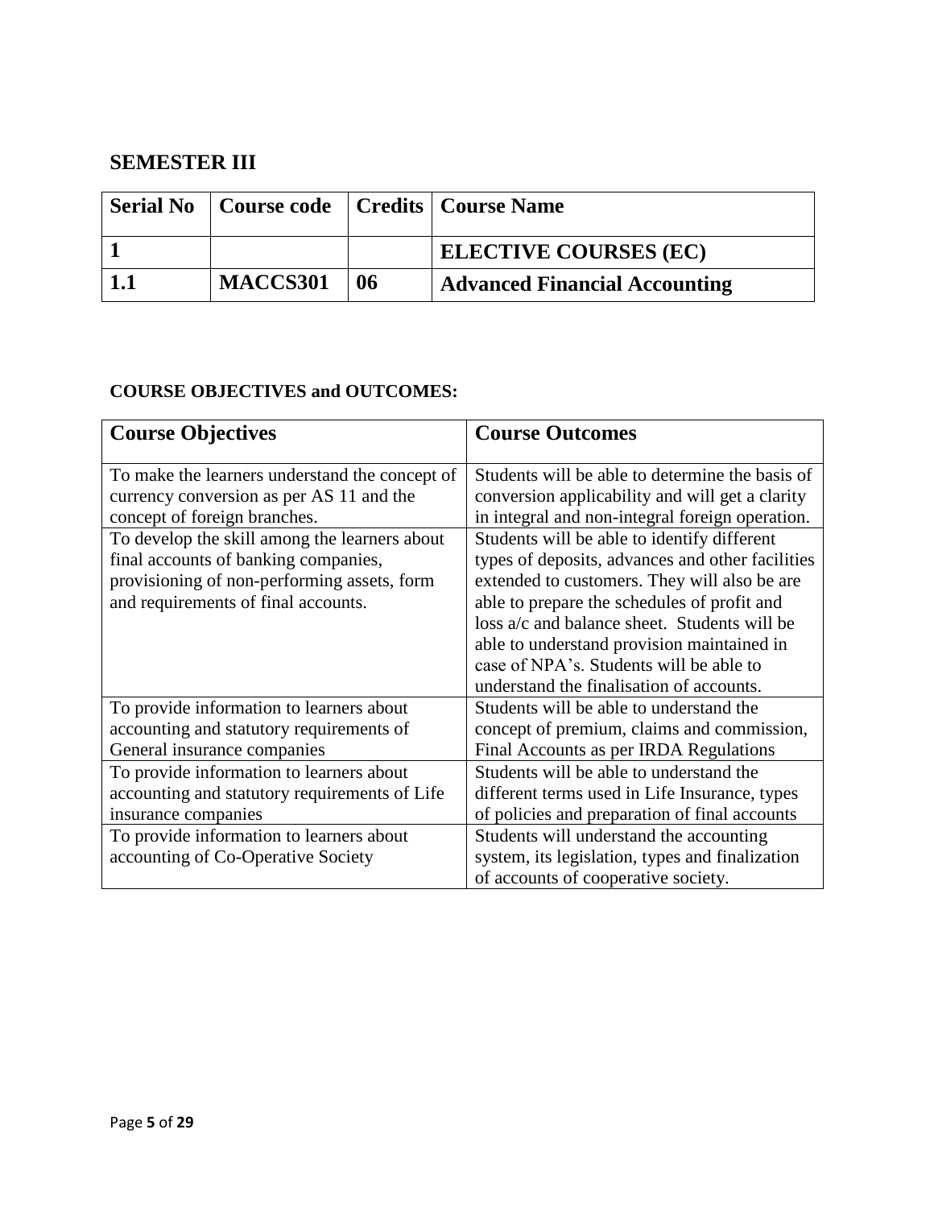## SEMESTER III

| Serial No | Course code | Credits | Course Name |
|---|---|---|---|
| **1** | | | **ELECTIVE COURSES (EC)** |
| **1.1** | **MACCS301** | **06** | **Advanced Financial Accounting** |

**COURSE OBJECTIVES and OUTCOMES:**

| Course Objectives | Course Outcomes |
|---|---|
| To make the learners understand the concept of currency conversion as per AS 11 and the concept of foreign branches. | Students will be able to determine the basis of conversion applicability and will get a clarity in integral and non-integral foreign operation. |
| To develop the skill among the learners about final accounts of banking companies, provisioning of non-performing assets, form and requirements of final accounts. | Students will be able to identify different types of deposits, advances and other facilities extended to customers. They will also be are able to prepare the schedules of profit and loss a/c and balance sheet. Students will be able to understand provision maintained in case of NPA's. Students will be able to understand the finalisation of accounts. |
| To provide information to learners about accounting and statutory requirements of General insurance companies | Students will be able to understand the concept of premium, claims and commission, Final Accounts as per IRDA Regulations |
| To provide information to learners about accounting and statutory requirements of Life insurance companies | Students will be able to understand the different terms used in Life Insurance, types of policies and preparation of final accounts |
| To provide information to learners about accounting of Co-Operative Society | Students will understand the accounting system, its legislation, types and finalization of accounts of cooperative society. |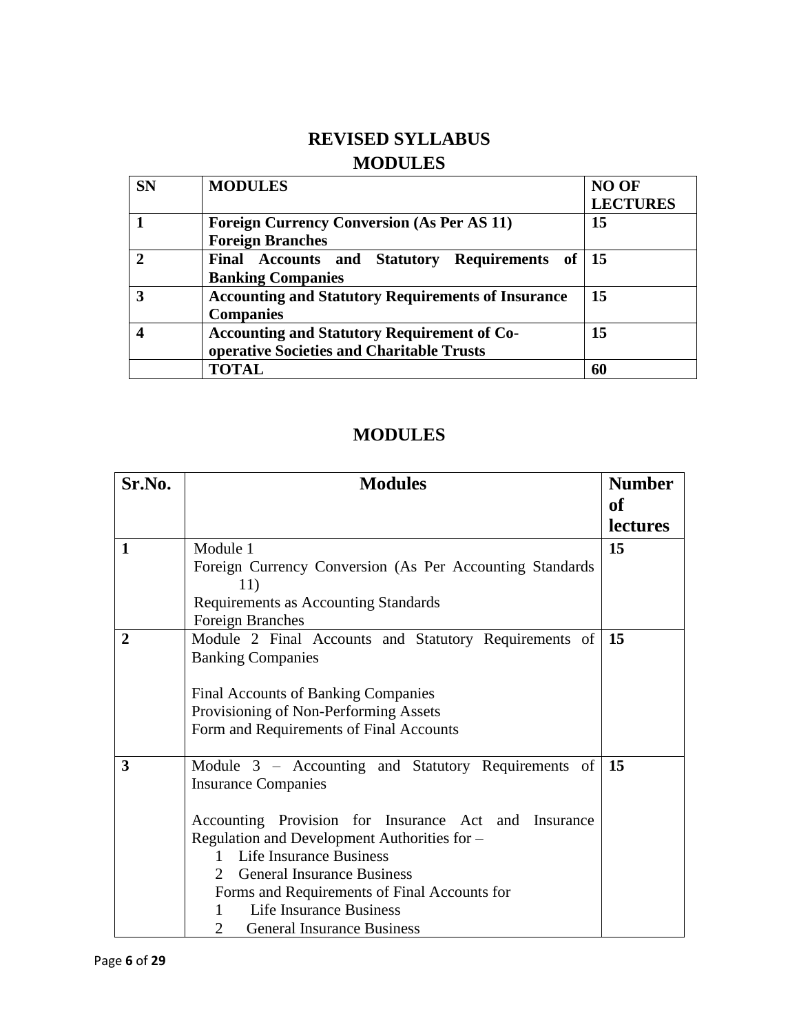# REVISED SYLLABUS

## MODULES

| SN | MODULES | NO OF LECTURES |
|---|---|---|
| 1 | **Foreign Currency Conversion (As Per AS 11) Foreign Branches** | 15 |
| 2 | **Final Accounts and Statutory Requirements of Banking Companies** | 15 |
| 3 | **Accounting and Statutory Requirements of Insurance Companies** | 15 |
| 4 | **Accounting and Statutory Requirement of Co-operative Societies and Charitable Trusts** | 15 |
| | **TOTAL** | 60 |

## MODULES

| Sr.No. | Modules | Number of lectures |
|---|---|---|
| 1 | Module 1<br>Foreign Currency Conversion (As Per Accounting Standards 11)<br>Requirements as Accounting Standards<br>Foreign Branches | 15 |
| 2 | Module 2 Final Accounts and Statutory Requirements of Banking Companies<br><br>Final Accounts of Banking Companies<br>Provisioning of Non-Performing Assets<br>Form and Requirements of Final Accounts | 15 |
| 3 | Module 3 – Accounting and Statutory Requirements of Insurance Companies<br><br>Accounting Provision for Insurance Act and Insurance Regulation and Development Authorities for –<br>1 Life Insurance Business<br>2 General Insurance Business<br>Forms and Requirements of Final Accounts for<br>1 Life Insurance Business<br>2 General Insurance Business | 15 |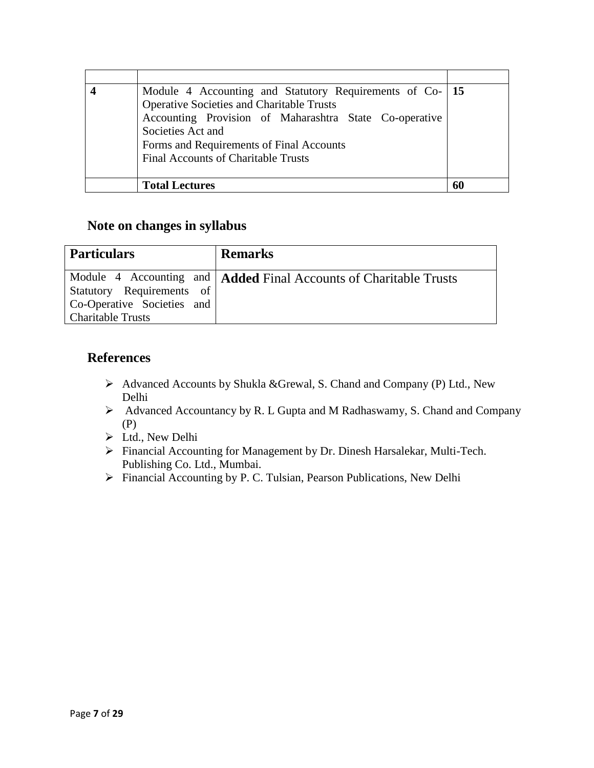| | | |
|---|---|---|
| **4** | Module 4 Accounting and Statutory Requirements of Co-Operative Societies and Charitable Trusts<br>Accounting Provision of Maharashtra State Co-operative Societies Act and<br>Forms and Requirements of Final Accounts<br>Final Accounts of Charitable Trusts | **15** |
| | **Total Lectures** | **60** |

## Note on changes in syllabus

| Particulars | Remarks |
|---|---|
| Module 4 Accounting and Statutory Requirements of Co-Operative Societies and Charitable Trusts | **Added** Final Accounts of Charitable Trusts |

## References

- Advanced Accounts by Shukla &Grewal, S. Chand and Company (P) Ltd., New Delhi
- Advanced Accountancy by R. L Gupta and M Radhaswamy, S. Chand and Company (P)
- Ltd., New Delhi
- Financial Accounting for Management by Dr. Dinesh Harsalekar, Multi-Tech. Publishing Co. Ltd., Mumbai.
- Financial Accounting by P. C. Tulsian, Pearson Publications, New Delhi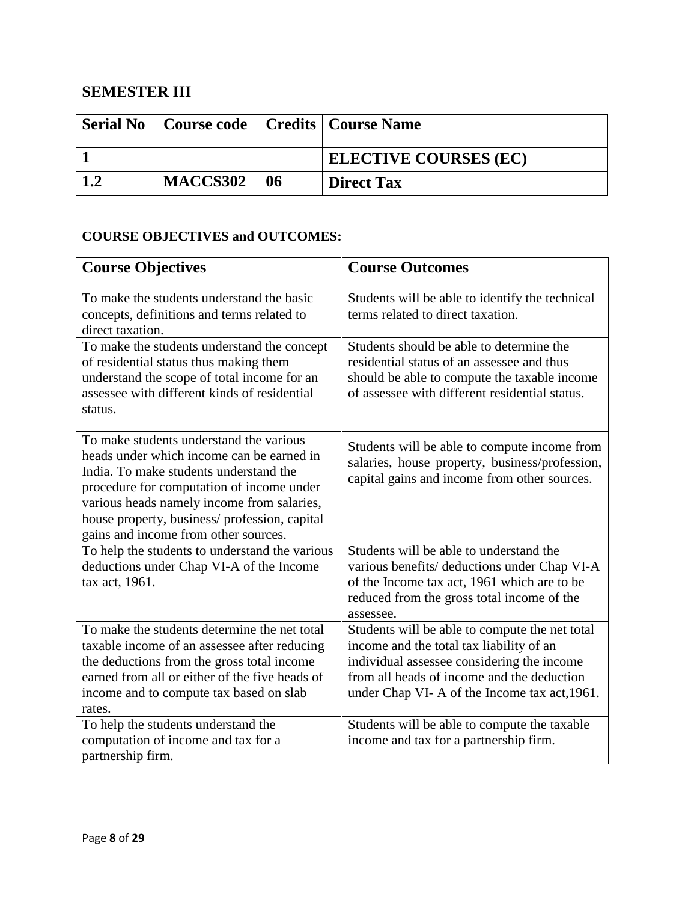## SEMESTER III

| Serial No | Course code | Credits | Course Name |
|---|---|---|---|
| **1** | | | **ELECTIVE COURSES (EC)** |
| **1.2** | **MACCS302** | **06** | **Direct Tax** |

### COURSE OBJECTIVES and OUTCOMES:

| Course Objectives | Course Outcomes |
|---|---|
| To make the students understand the basic concepts, definitions and terms related to direct taxation. | Students will be able to identify the technical terms related to direct taxation. |
| To make the students understand the concept of residential status thus making them understand the scope of total income for an assessee with different kinds of residential status. | Students should be able to determine the residential status of an assessee and thus should be able to compute the taxable income of assessee with different residential status. |
| To make students understand the various heads under which income can be earned in India. To make students understand the procedure for computation of income under various heads namely income from salaries, house property, business/ profession, capital gains and income from other sources. | Students will be able to compute income from salaries, house property, business/profession, capital gains and income from other sources. |
| To help the students to understand the various deductions under Chap VI-A of the Income tax act, 1961. | Students will be able to understand the various benefits/ deductions under Chap VI-A of the Income tax act, 1961 which are to be reduced from the gross total income of the assessee. |
| To make the students determine the net total taxable income of an assessee after reducing the deductions from the gross total income earned from all or either of the five heads of income and to compute tax based on slab rates. | Students will be able to compute the net total income and the total tax liability of an individual assessee considering the income from all heads of income and the deduction under Chap VI- A of the Income tax act,1961. |
| To help the students understand the computation of income and tax for a partnership firm. | Students will be able to compute the taxable income and tax for a partnership firm. |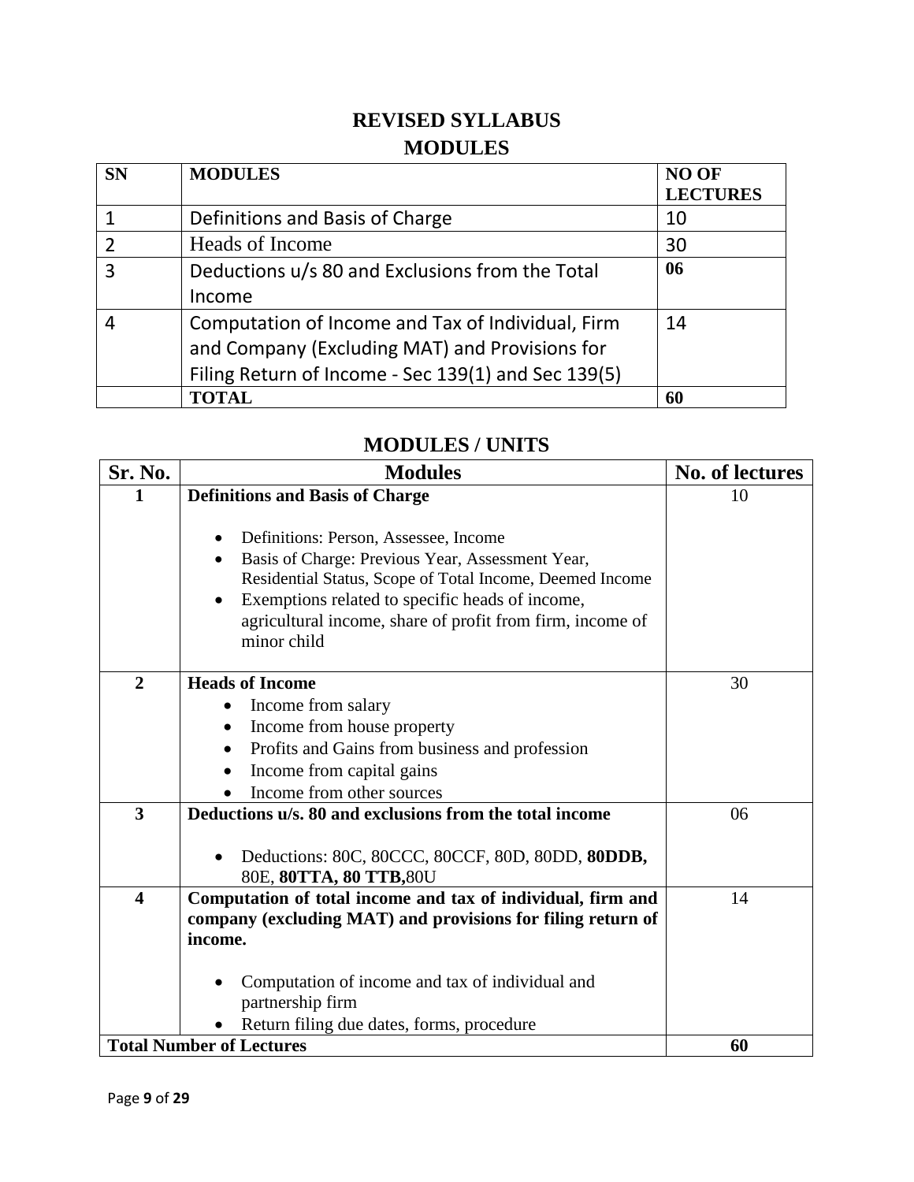# REVISED SYLLABUS

## MODULES

| SN | MODULES | NO OF LECTURES |
|---|---|---|
| 1 | Definitions and Basis of Charge | 10 |
| 2 | Heads of Income | 30 |
| 3 | Deductions u/s 80 and Exclusions from the Total Income | **06** |
| 4 | Computation of Income and Tax of Individual, Firm and Company (Excluding MAT) and Provisions for Filing Return of Income - Sec 139(1) and Sec 139(5) | 14 |
| | **TOTAL** | **60** |

## MODULES / UNITS

| Sr. No. | Modules | No. of lectures |
|---|---|---|
| **1** | **Definitions and Basis of Charge**<br><br>• Definitions: Person, Assessee, Income<br>• Basis of Charge: Previous Year, Assessment Year, Residential Status, Scope of Total Income, Deemed Income<br>• Exemptions related to specific heads of income, agricultural income, share of profit from firm, income of minor child | 10 |
| **2** | **Heads of Income**<br>• Income from salary<br>• Income from house property<br>• Profits and Gains from business and profession<br>• Income from capital gains<br>• Income from other sources | 30 |
| **3** | **Deductions u/s. 80 and exclusions from the total income**<br><br>• Deductions: 80C, 80CCC, 80CCF, 80D, 80DD, **80DDB,** 80E, **80TTA, 80 TTB,** 80U | 06 |
| **4** | **Computation of total income and tax of individual, firm and company (excluding MAT) and provisions for filing return of income.**<br><br>• Computation of income and tax of individual and partnership firm<br>• Return filing due dates, forms, procedure | 14 |
| **Total Number of Lectures** | | **60** |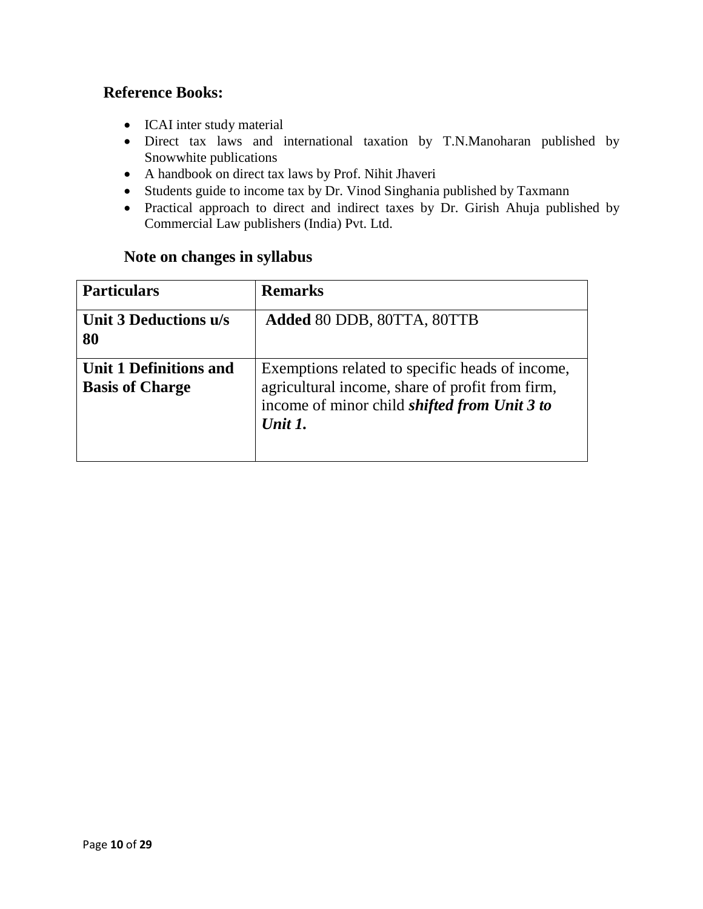## Reference Books:

- ICAI inter study material
- Direct tax laws and international taxation by T.N.Manoharan published by Snowwhite publications
- A handbook on direct tax laws by Prof. Nihit Jhaveri
- Students guide to income tax by Dr. Vinod Singhania published by Taxmann
- Practical approach to direct and indirect taxes by Dr. Girish Ahuja published by Commercial Law publishers (India) Pvt. Ltd.

### Note on changes in syllabus

| **Particulars** | **Remarks** |
|---|---|
| **Unit 3 Deductions u/s 80** | **Added** 80 DDB, 80TTA, 80TTB |
| **Unit 1 Definitions and Basis of Charge** | Exemptions related to specific heads of income, agricultural income, share of profit from firm, income of minor child ***shifted from Unit 3 to Unit 1.*** |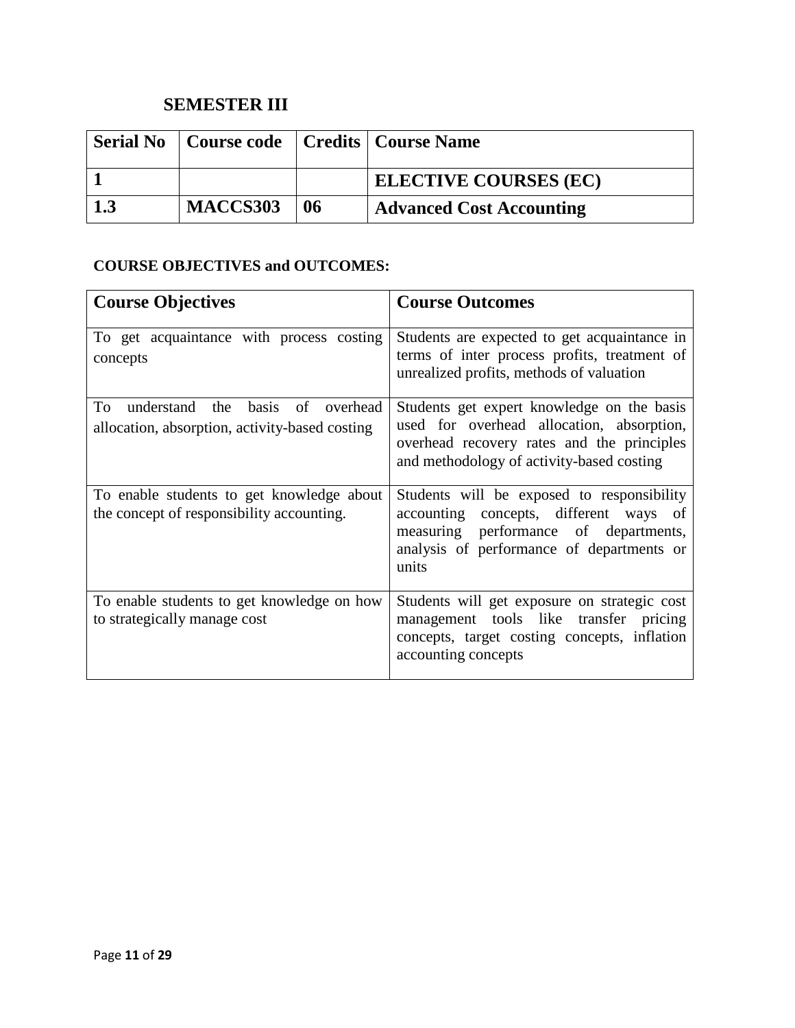## SEMESTER III

| Serial No | Course code | Credits | Course Name |
|---|---|---|---|
| 1 | | | ELECTIVE COURSES (EC) |
| 1.3 | MACCS303 | 06 | Advanced Cost Accounting |

### COURSE OBJECTIVES and OUTCOMES:

| Course Objectives | Course Outcomes |
|---|---|
| To get acquaintance with process costing concepts | Students are expected to get acquaintance in terms of inter process profits, treatment of unrealized profits, methods of valuation |
| To understand the basis of overhead allocation, absorption, activity-based costing | Students get expert knowledge on the basis used for overhead allocation, absorption, overhead recovery rates and the principles and methodology of activity-based costing |
| To enable students to get knowledge about the concept of responsibility accounting. | Students will be exposed to responsibility accounting concepts, different ways of measuring performance of departments, analysis of performance of departments or units |
| To enable students to get knowledge on how to strategically manage cost | Students will get exposure on strategic cost management tools like transfer pricing concepts, target costing concepts, inflation accounting concepts |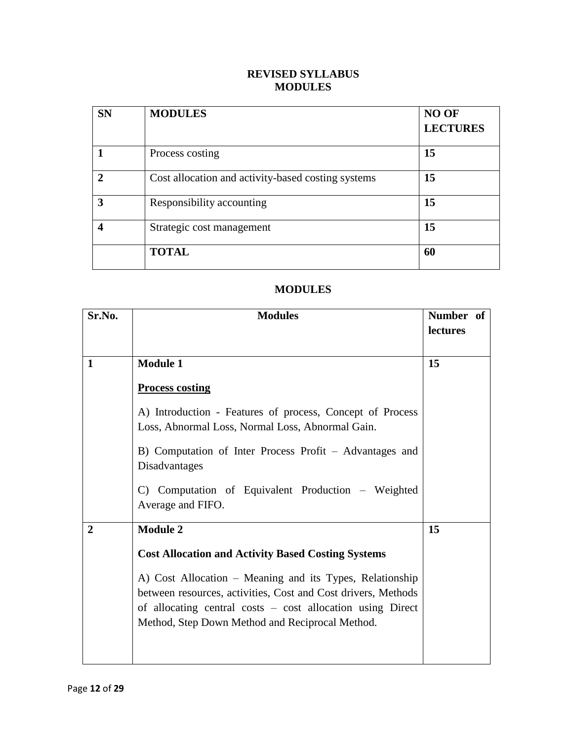## REVISED SYLLABUS
## MODULES

| SN | MODULES | NO OF LECTURES |
|---|---|---|
| 1 | Process costing | 15 |
| 2 | Cost allocation and activity-based costing systems | 15 |
| 3 | Responsibility accounting | 15 |
| 4 | Strategic cost management | 15 |
| | **TOTAL** | **60** |

## MODULES

| Sr.No. | Modules | Number of lectures |
|---|---|---|
| 1 | **Module 1**<br><br>**<u>Process costing</u>**<br><br>A) Introduction - Features of process, Concept of Process Loss, Abnormal Loss, Normal Loss, Abnormal Gain.<br><br>B) Computation of Inter Process Profit – Advantages and Disadvantages<br><br>C) Computation of Equivalent Production – Weighted Average and FIFO. | 15 |
| 2 | **Module 2**<br><br>**Cost Allocation and Activity Based Costing Systems**<br><br>A) Cost Allocation – Meaning and its Types, Relationship between resources, activities, Cost and Cost drivers, Methods of allocating central costs – cost allocation using Direct Method, Step Down Method and Reciprocal Method. | 15 |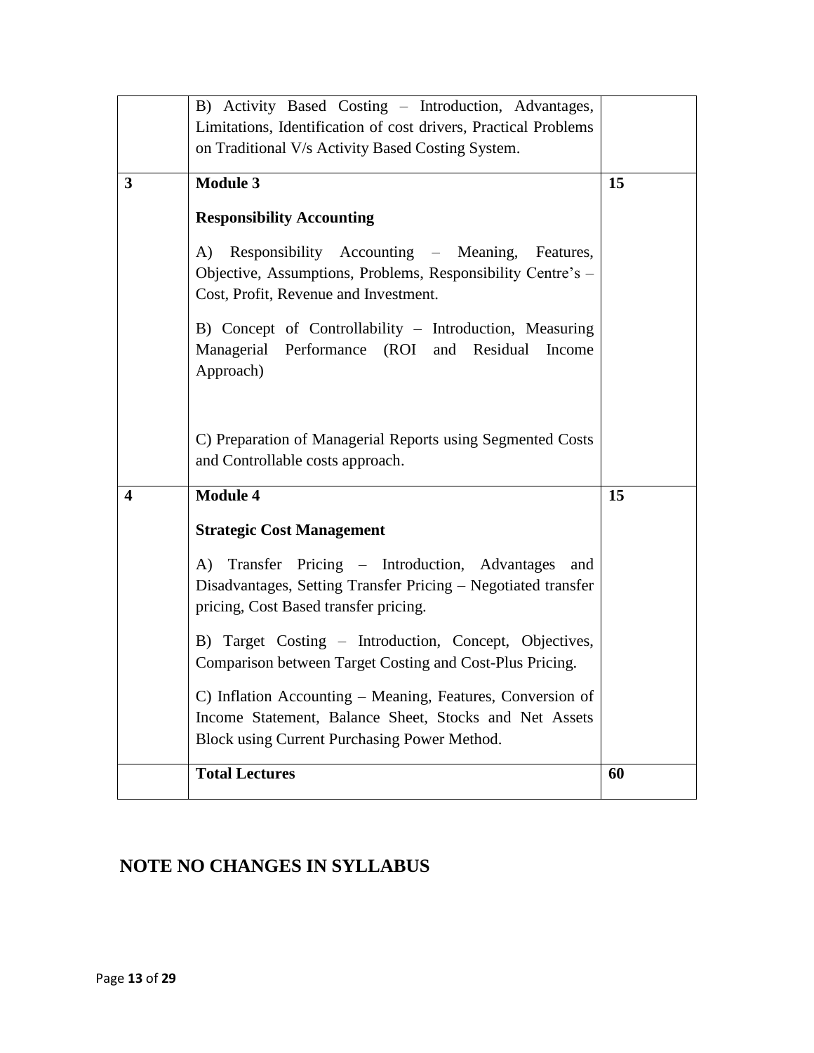| | | |
|---|---|---|
| | B) Activity Based Costing – Introduction, Advantages, Limitations, Identification of cost drivers, Practical Problems on Traditional V/s Activity Based Costing System. | |
| **3** | **Module 3**<br><br>**Responsibility Accounting**<br><br>A) Responsibility Accounting – Meaning, Features, Objective, Assumptions, Problems, Responsibility Centre's – Cost, Profit, Revenue and Investment.<br><br>B) Concept of Controllability – Introduction, Measuring Managerial Performance (ROI and Residual Income Approach)<br><br>C) Preparation of Managerial Reports using Segmented Costs and Controllable costs approach. | **15** |
| **4** | **Module 4**<br><br>**Strategic Cost Management**<br><br>A) Transfer Pricing – Introduction, Advantages and Disadvantages, Setting Transfer Pricing – Negotiated transfer pricing, Cost Based transfer pricing.<br><br>B) Target Costing – Introduction, Concept, Objectives, Comparison between Target Costing and Cost-Plus Pricing.<br><br>C) Inflation Accounting – Meaning, Features, Conversion of Income Statement, Balance Sheet, Stocks and Net Assets Block using Current Purchasing Power Method. | **15** |
| | **Total Lectures** | **60** |

## NOTE NO CHANGES IN SYLLABUS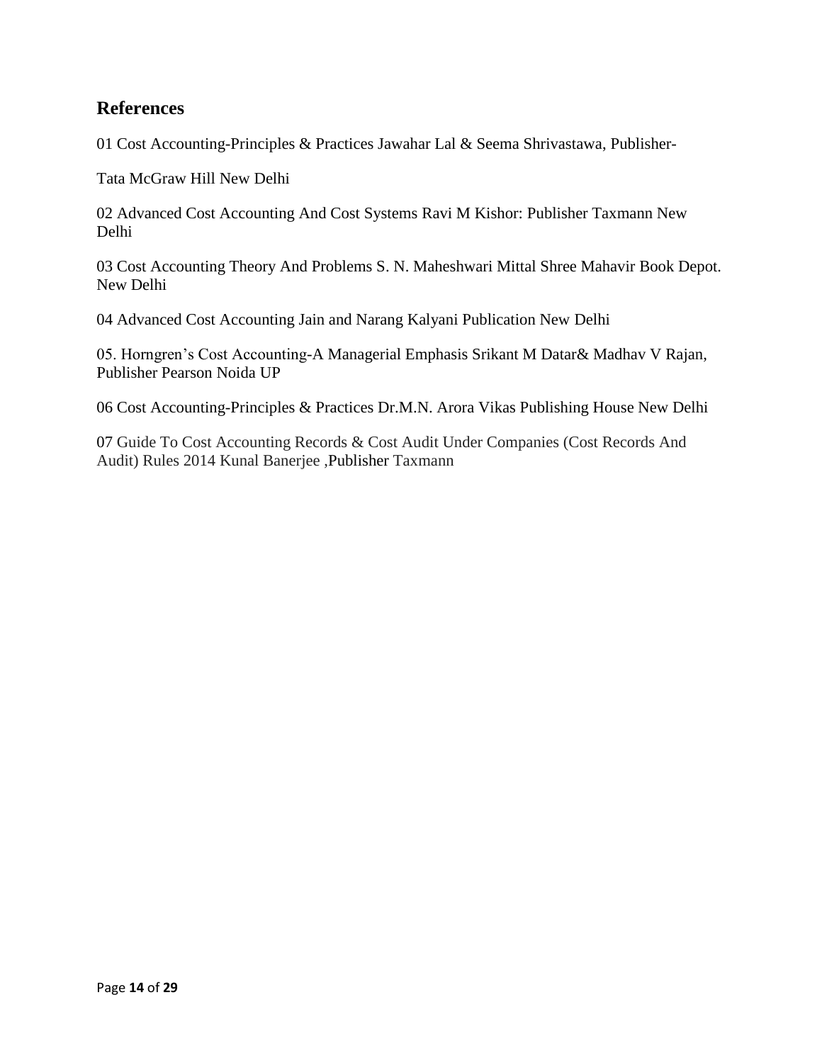## References

01 Cost Accounting-Principles & Practices Jawahar Lal & Seema Shrivastawa, Publisher-

Tata McGraw Hill New Delhi

02 Advanced Cost Accounting And Cost Systems Ravi M Kishor: Publisher Taxmann New Delhi

03 Cost Accounting Theory And Problems S. N. Maheshwari Mittal Shree Mahavir Book Depot. New Delhi

04 Advanced Cost Accounting Jain and Narang Kalyani Publication New Delhi

05. Horngren's Cost Accounting-A Managerial Emphasis Srikant M Datar& Madhav V Rajan, Publisher Pearson Noida UP

06 Cost Accounting-Principles & Practices Dr.M.N. Arora Vikas Publishing House New Delhi

07 Guide To Cost Accounting Records & Cost Audit Under Companies (Cost Records And Audit) Rules 2014 Kunal Banerjee ,Publisher Taxmann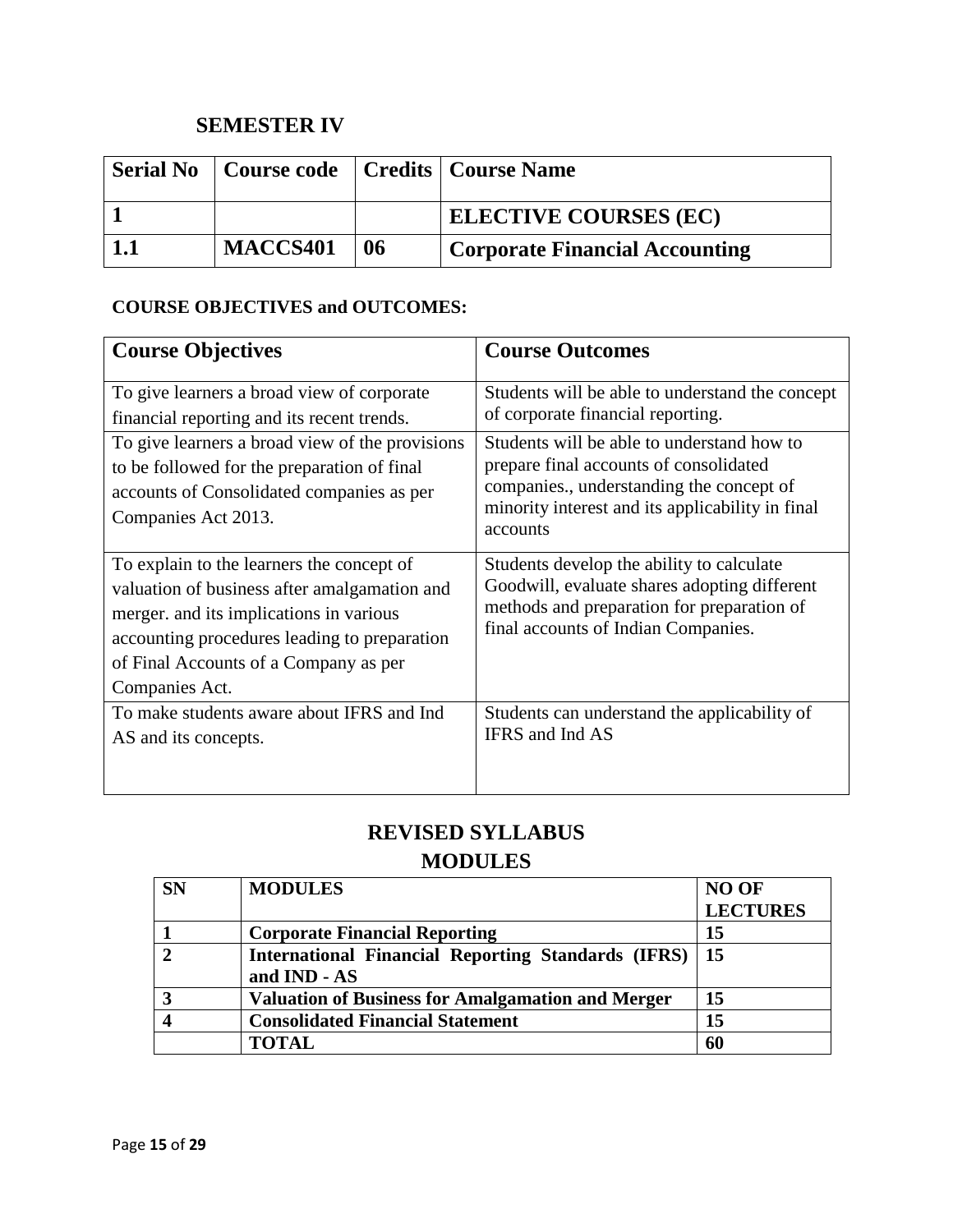## SEMESTER IV

| Serial No | Course code | Credits | Course Name |
|---|---|---|---|
| 1 | | | ELECTIVE COURSES (EC) |
| 1.1 | MACCS401 | 06 | Corporate Financial Accounting |

### COURSE OBJECTIVES and OUTCOMES:

| Course Objectives | Course Outcomes |
|---|---|
| To give learners a broad view of corporate financial reporting and its recent trends. | Students will be able to understand the concept of corporate financial reporting. |
| To give learners a broad view of the provisions to be followed for the preparation of final accounts of Consolidated companies as per Companies Act 2013. | Students will be able to understand how to prepare final accounts of consolidated companies., understanding the concept of minority interest and its applicability in final accounts |
| To explain to the learners the concept of valuation of business after amalgamation and merger. and its implications in various accounting procedures leading to preparation of Final Accounts of a Company as per Companies Act. | Students develop the ability to calculate Goodwill, evaluate shares adopting different methods and preparation for preparation of final accounts of Indian Companies. |
| To make students aware about IFRS and Ind AS and its concepts. | Students can understand the applicability of IFRS and Ind AS |

## REVISED SYLLABUS
## MODULES

| SN | MODULES | NO OF LECTURES |
|---|---|---|
| 1 | Corporate Financial Reporting | 15 |
| 2 | International Financial Reporting Standards (IFRS) and IND - AS | 15 |
| 3 | Valuation of Business for Amalgamation and Merger | 15 |
| 4 | Consolidated Financial Statement | 15 |
| | TOTAL | 60 |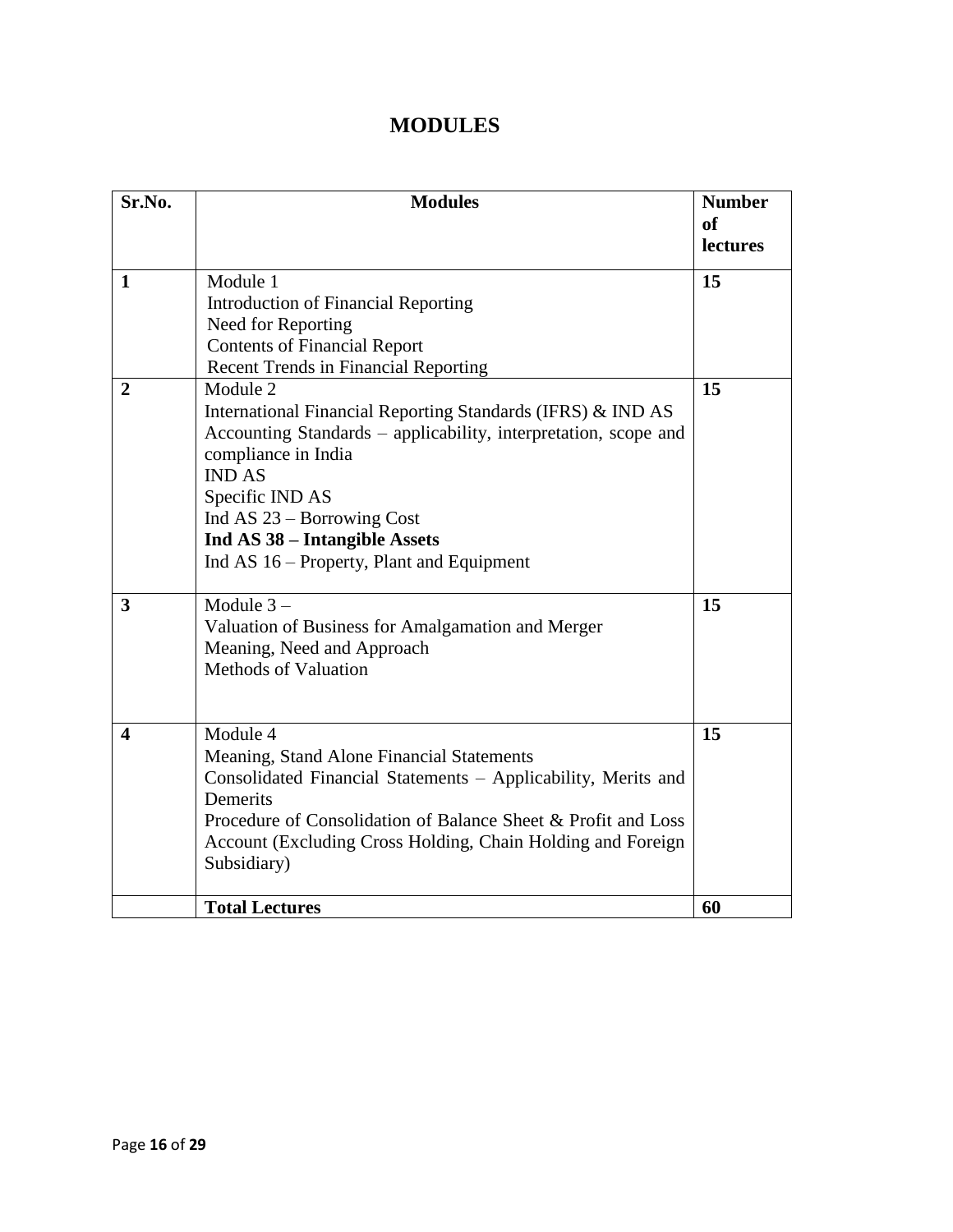# MODULES

| Sr.No. | Modules | Number of lectures |
|---|---|---|
| 1 | Module 1<br>Introduction of Financial Reporting<br>Need for Reporting<br>Contents of Financial Report<br>Recent Trends in Financial Reporting | 15 |
| 2 | Module 2<br>International Financial Reporting Standards (IFRS) & IND AS<br>Accounting Standards – applicability, interpretation, scope and compliance in India<br>IND AS<br>Specific IND AS<br>Ind AS 23 – Borrowing Cost<br>**Ind AS 38 – Intangible Assets**<br>Ind AS 16 – Property, Plant and Equipment | 15 |
| 3 | Module 3 –<br>Valuation of Business for Amalgamation and Merger<br>Meaning, Need and Approach<br>Methods of Valuation | 15 |
| 4 | Module 4<br>Meaning, Stand Alone Financial Statements<br>Consolidated Financial Statements – Applicability, Merits and Demerits<br>Procedure of Consolidation of Balance Sheet & Profit and Loss Account (Excluding Cross Holding, Chain Holding and Foreign Subsidiary) | 15 |
| | **Total Lectures** | **60** |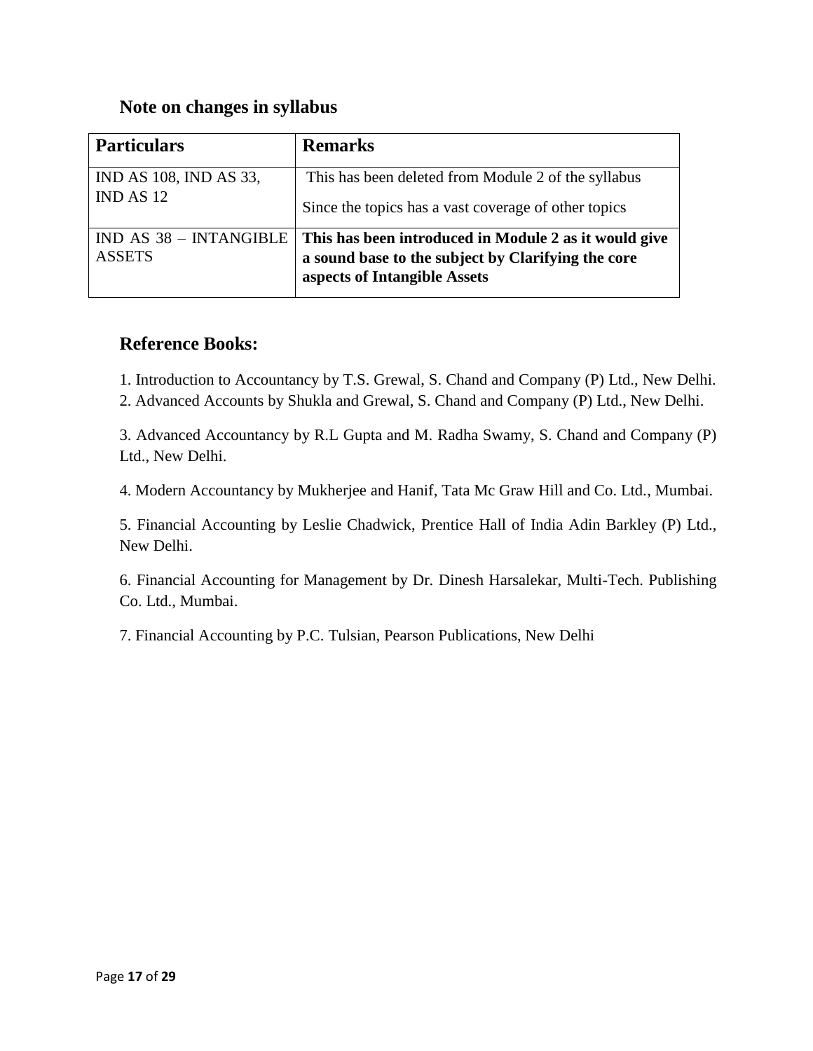## Note on changes in syllabus

| **Particulars** | **Remarks** |
|---|---|
| IND AS 108, IND AS 33, IND AS 12 | This has been deleted from Module 2 of the syllabus<br>Since the topics has a vast coverage of other topics |
| IND AS 38 – INTANGIBLE ASSETS | **This has been introduced in Module 2 as it would give a sound base to the subject by Clarifying the core aspects of Intangible Assets** |

## Reference Books:

1. Introduction to Accountancy by T.S. Grewal, S. Chand and Company (P) Ltd., New Delhi.
2. Advanced Accounts by Shukla and Grewal, S. Chand and Company (P) Ltd., New Delhi.
3. Advanced Accountancy by R.L Gupta and M. Radha Swamy, S. Chand and Company (P) Ltd., New Delhi.
4. Modern Accountancy by Mukherjee and Hanif, Tata Mc Graw Hill and Co. Ltd., Mumbai.
5. Financial Accounting by Leslie Chadwick, Prentice Hall of India Adin Barkley (P) Ltd., New Delhi.
6. Financial Accounting for Management by Dr. Dinesh Harsalekar, Multi-Tech. Publishing Co. Ltd., Mumbai.
7. Financial Accounting by P.C. Tulsian, Pearson Publications, New Delhi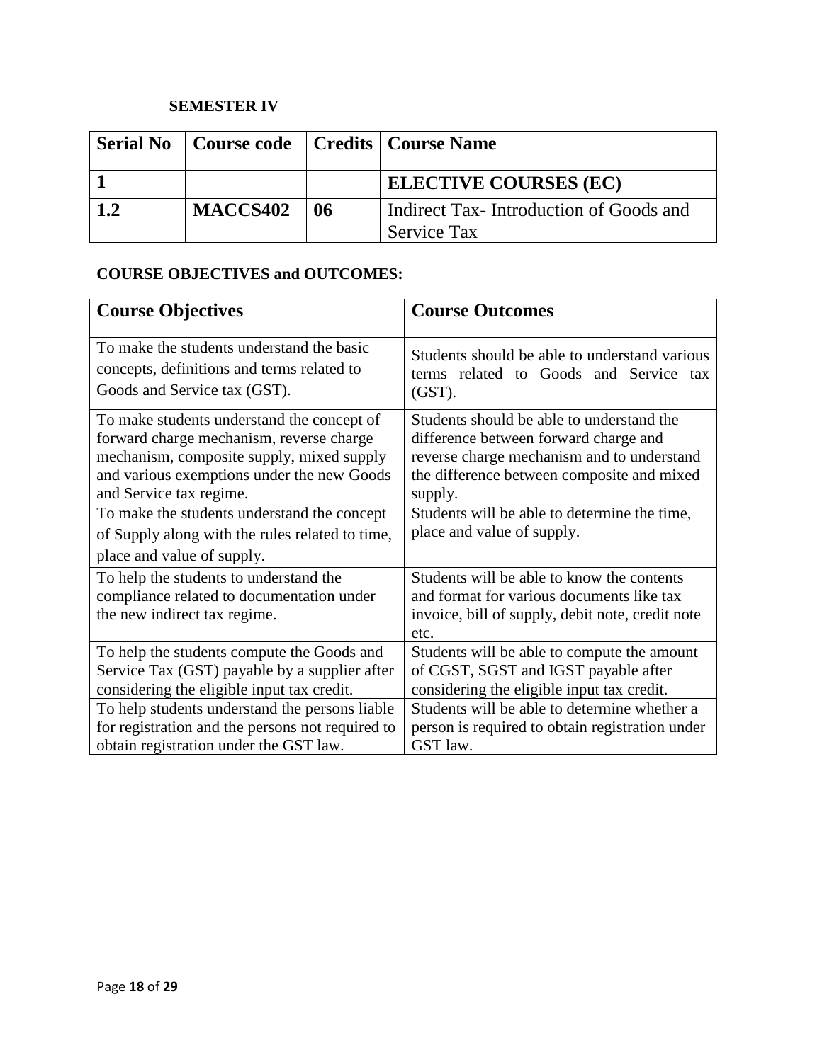**SEMESTER IV**

| Serial No | Course code | Credits | Course Name |
|---|---|---|---|
| **1** | | | **ELECTIVE COURSES (EC)** |
| **1.2** | **MACCS402** | **06** | Indirect Tax- Introduction of Goods and Service Tax |

**COURSE OBJECTIVES and OUTCOMES:**

| Course Objectives | Course Outcomes |
|---|---|
| To make the students understand the basic concepts, definitions and terms related to Goods and Service tax (GST). | Students should be able to understand various terms related to Goods and Service tax (GST). |
| To make students understand the concept of forward charge mechanism, reverse charge mechanism, composite supply, mixed supply and various exemptions under the new Goods and Service tax regime. | Students should be able to understand the difference between forward charge and reverse charge mechanism and to understand the difference between composite and mixed supply. |
| To make the students understand the concept of Supply along with the rules related to time, place and value of supply. | Students will be able to determine the time, place and value of supply. |
| To help the students to understand the compliance related to documentation under the new indirect tax regime. | Students will be able to know the contents and format for various documents like tax invoice, bill of supply, debit note, credit note etc. |
| To help the students compute the Goods and Service Tax (GST) payable by a supplier after considering the eligible input tax credit. | Students will be able to compute the amount of CGST, SGST and IGST payable after considering the eligible input tax credit. |
| To help students understand the persons liable for registration and the persons not required to obtain registration under the GST law. | Students will be able to determine whether a person is required to obtain registration under GST law. |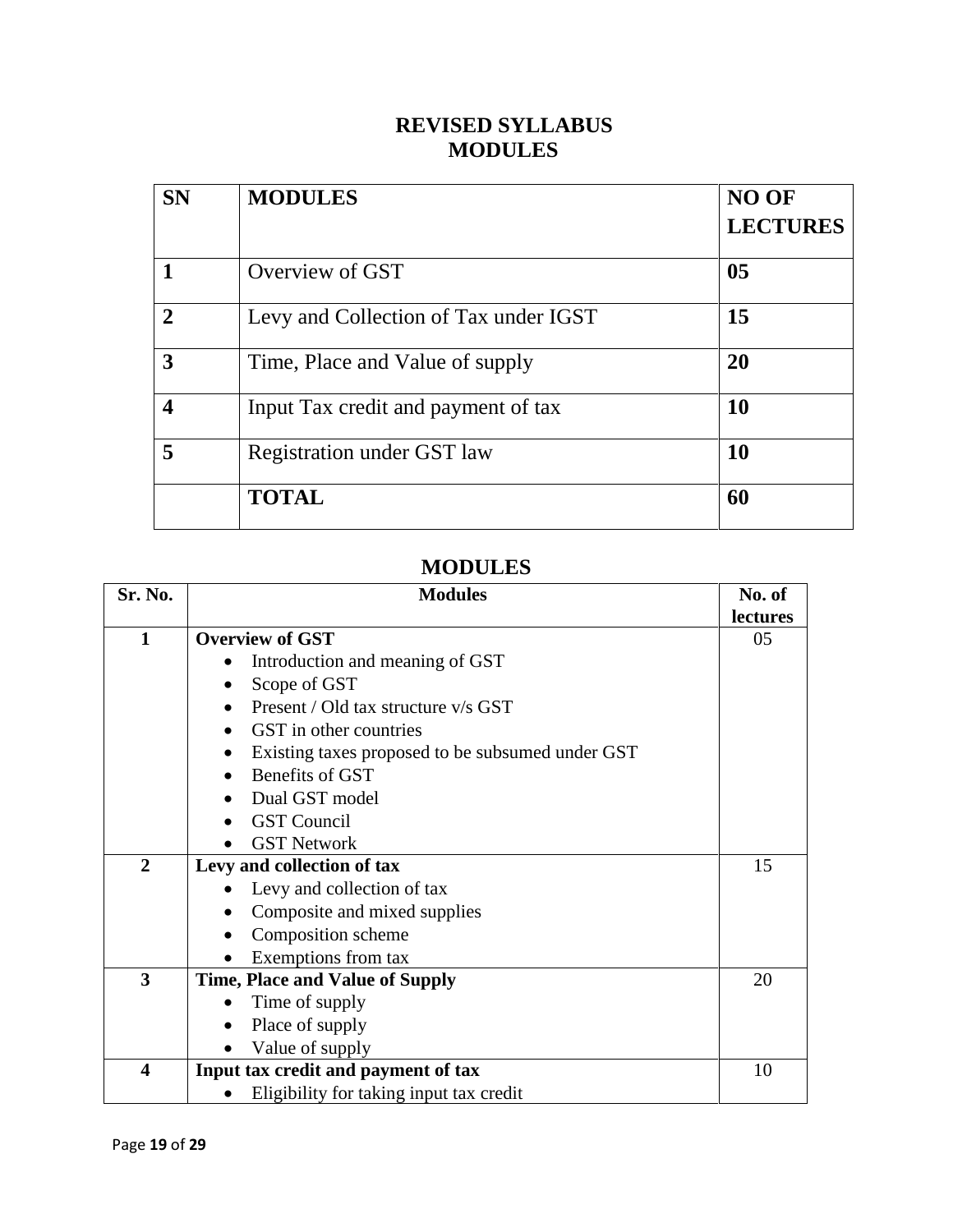# REVISED SYLLABUS
# MODULES

| SN | MODULES | NO OF LECTURES |
|---|---|---|
| 1 | Overview of GST | 05 |
| 2 | Levy and Collection of Tax under IGST | 15 |
| 3 | Time, Place and Value of supply | 20 |
| 4 | Input Tax credit and payment of tax | 10 |
| 5 | Registration under GST law | 10 |
| | **TOTAL** | 60 |

## MODULES

| Sr. No. | Modules | No. of lectures |
|---|---|---|
| 1 | **Overview of GST**<br>• Introduction and meaning of GST<br>• Scope of GST<br>• Present / Old tax structure v/s GST<br>• GST in other countries<br>• Existing taxes proposed to be subsumed under GST<br>• Benefits of GST<br>• Dual GST model<br>• GST Council<br>• GST Network | 05 |
| 2 | **Levy and collection of tax**<br>• Levy and collection of tax<br>• Composite and mixed supplies<br>• Composition scheme<br>• Exemptions from tax | 15 |
| 3 | **Time, Place and Value of Supply**<br>• Time of supply<br>• Place of supply<br>• Value of supply | 20 |
| 4 | **Input tax credit and payment of tax**<br>• Eligibility for taking input tax credit | 10 |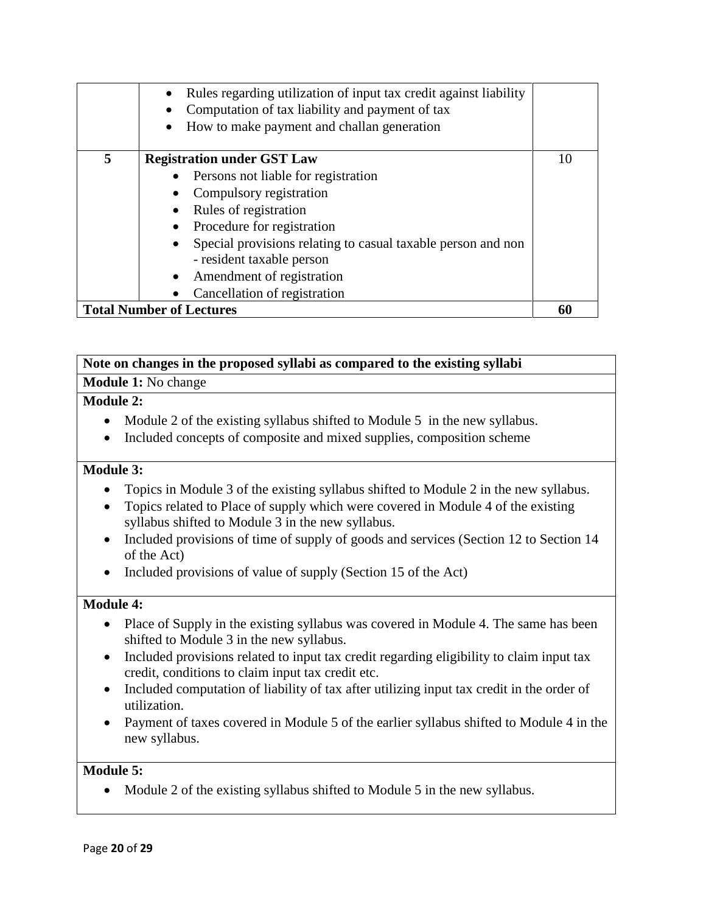| | | |
|---|---|---|
| | • Rules regarding utilization of input tax credit against liability<br>• Computation of tax liability and payment of tax<br>• How to make payment and challan generation | |
| **5** | **Registration under GST Law**<br>• Persons not liable for registration<br>• Compulsory registration<br>• Rules of registration<br>• Procedure for registration<br>• Special provisions relating to casual taxable person and non - resident taxable person<br>• Amendment of registration<br>• Cancellation of registration | 10 |
| **Total Number of Lectures** | | **60** |

**Note on changes in the proposed syllabi as compared to the existing syllabi**

**Module 1:** No change

**Module 2:**

- Module 2 of the existing syllabus shifted to Module 5 in the new syllabus.
- Included concepts of composite and mixed supplies, composition scheme

**Module 3:**

- Topics in Module 3 of the existing syllabus shifted to Module 2 in the new syllabus.
- Topics related to Place of supply which were covered in Module 4 of the existing syllabus shifted to Module 3 in the new syllabus.
- Included provisions of time of supply of goods and services (Section 12 to Section 14 of the Act)
- Included provisions of value of supply (Section 15 of the Act)

**Module 4:**

- Place of Supply in the existing syllabus was covered in Module 4. The same has been shifted to Module 3 in the new syllabus.
- Included provisions related to input tax credit regarding eligibility to claim input tax credit, conditions to claim input tax credit etc.
- Included computation of liability of tax after utilizing input tax credit in the order of utilization.
- Payment of taxes covered in Module 5 of the earlier syllabus shifted to Module 4 in the new syllabus.

**Module 5:**

- Module 2 of the existing syllabus shifted to Module 5 in the new syllabus.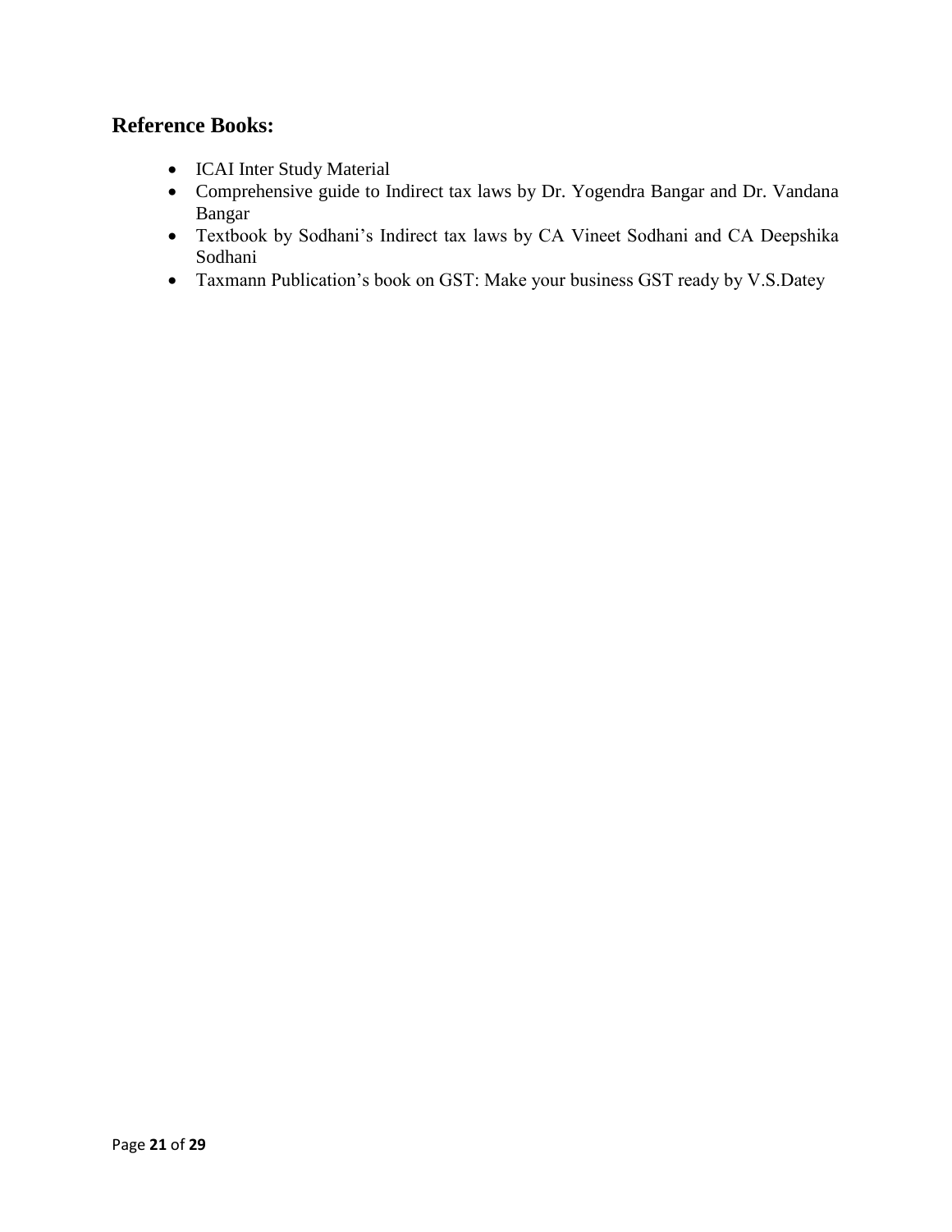## Reference Books:

- ICAI Inter Study Material
- Comprehensive guide to Indirect tax laws by Dr. Yogendra Bangar and Dr. Vandana Bangar
- Textbook by Sodhani's Indirect tax laws by CA Vineet Sodhani and CA Deepshika Sodhani
- Taxmann Publication's book on GST: Make your business GST ready by V.S.Datey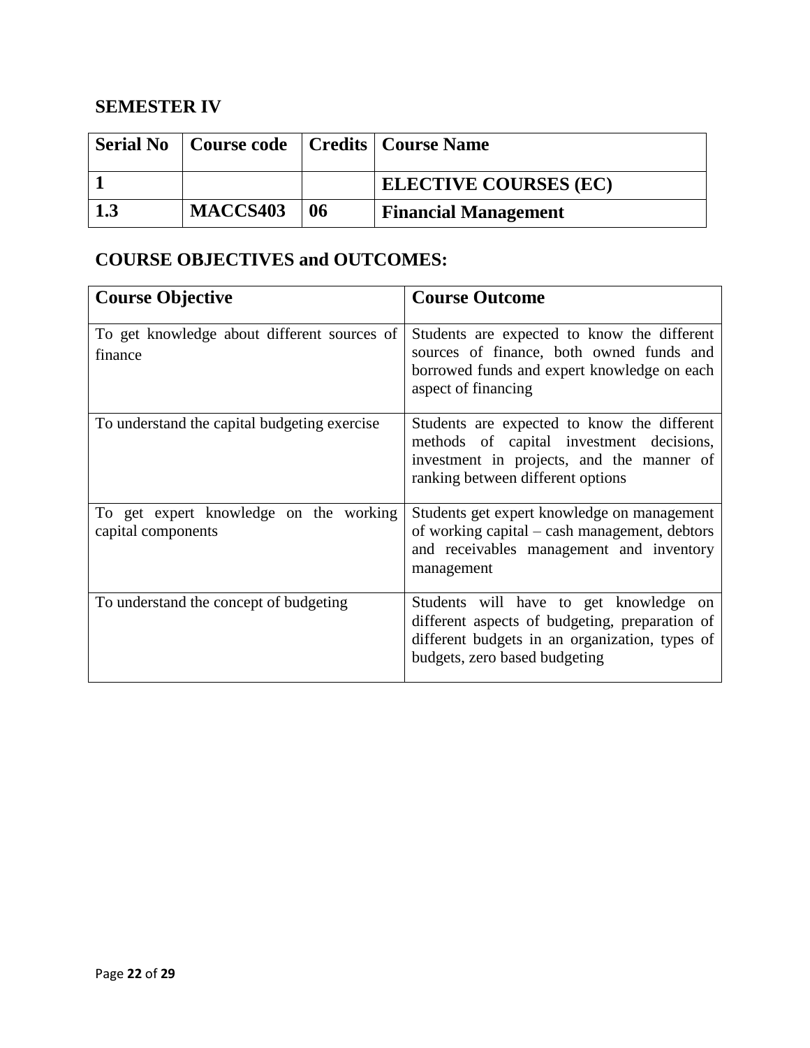## SEMESTER IV

| Serial No | Course code | Credits | Course Name |
|---|---|---|---|
| **1** | | | **ELECTIVE COURSES (EC)** |
| **1.3** | **MACCS403** | **06** | **Financial Management** |

## COURSE OBJECTIVES and OUTCOMES:

| Course Objective | Course Outcome |
|---|---|
| To get knowledge about different sources of finance | Students are expected to know the different sources of finance, both owned funds and borrowed funds and expert knowledge on each aspect of financing |
| To understand the capital budgeting exercise | Students are expected to know the different methods of capital investment decisions, investment in projects, and the manner of ranking between different options |
| To get expert knowledge on the working capital components | Students get expert knowledge on management of working capital – cash management, debtors and receivables management and inventory management |
| To understand the concept of budgeting | Students will have to get knowledge on different aspects of budgeting, preparation of different budgets in an organization, types of budgets, zero based budgeting |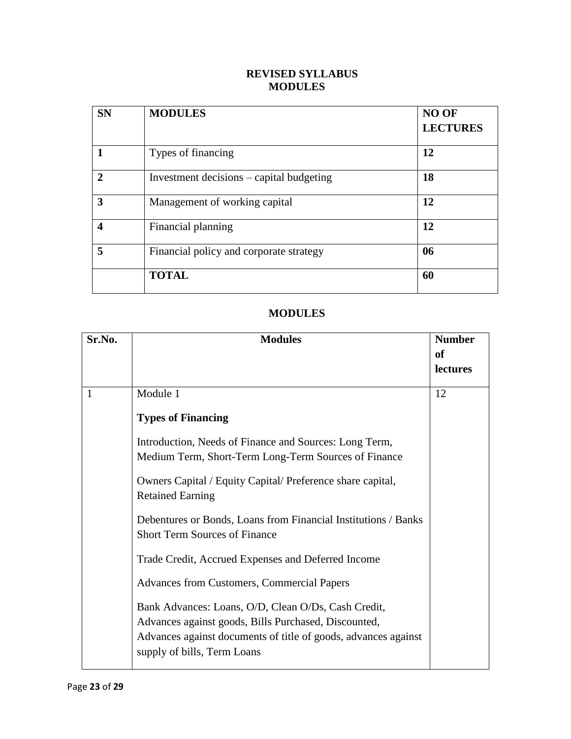## REVISED SYLLABUS
## MODULES

| SN | MODULES | NO OF LECTURES |
|---|---|---|
| **1** | Types of financing | **12** |
| **2** | Investment decisions – capital budgeting | **18** |
| **3** | Management of working capital | **12** |
| **4** | Financial planning | **12** |
| **5** | Financial policy and corporate strategy | **06** |
| | **TOTAL** | **60** |

## MODULES

| Sr.No. | Modules | Number of lectures |
|---|---|---|
| 1 | Module 1<br><br>**Types of Financing**<br><br>Introduction, Needs of Finance and Sources: Long Term, Medium Term, Short-Term Long-Term Sources of Finance<br><br>Owners Capital / Equity Capital/ Preference share capital, Retained Earning<br><br>Debentures or Bonds, Loans from Financial Institutions / Banks Short Term Sources of Finance<br><br>Trade Credit, Accrued Expenses and Deferred Income<br><br>Advances from Customers, Commercial Papers<br><br>Bank Advances: Loans, O/D, Clean O/Ds, Cash Credit, Advances against goods, Bills Purchased, Discounted, Advances against documents of title of goods, advances against supply of bills, Term Loans | 12 |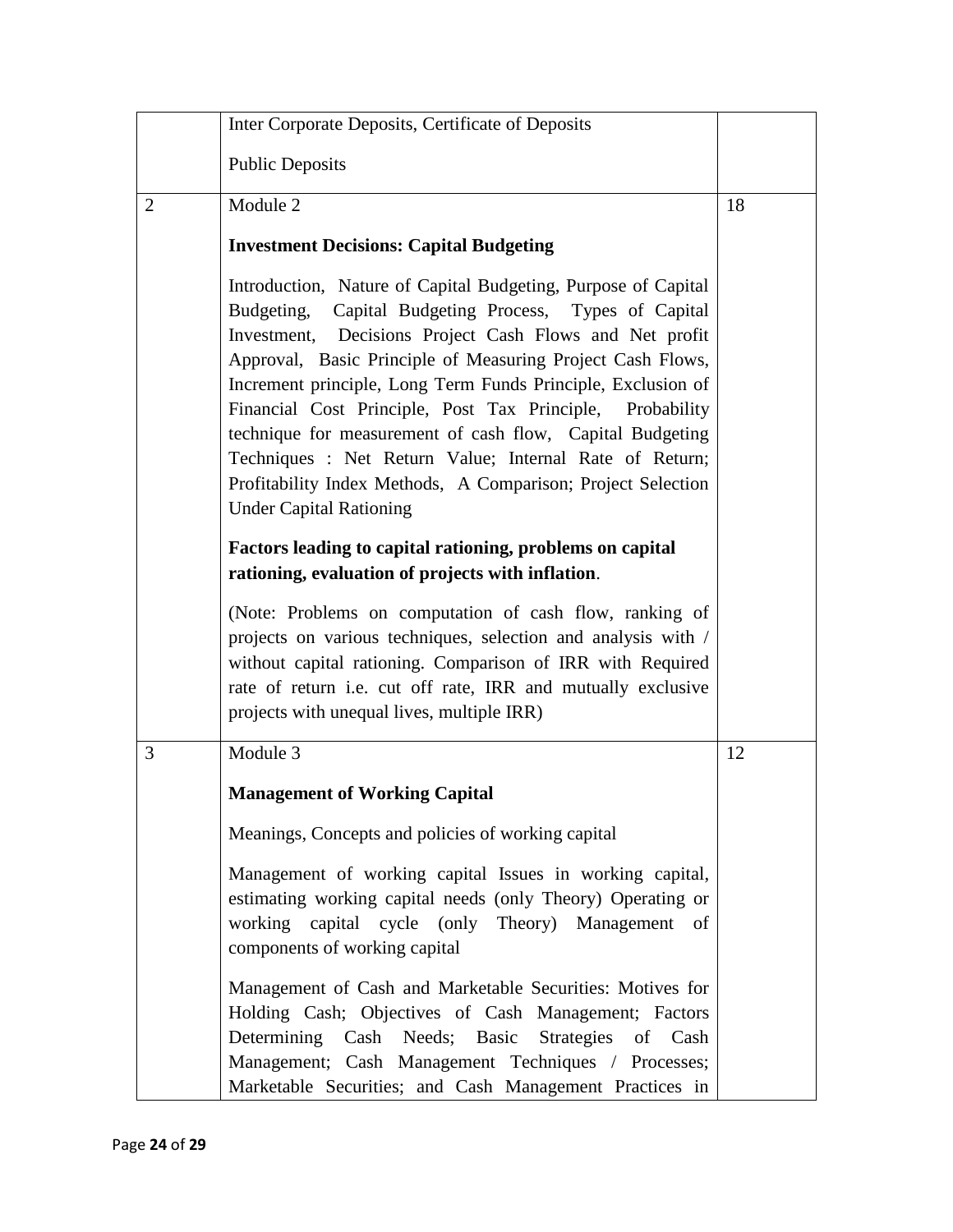| | | |
|---|---|---|
| | Inter Corporate Deposits, Certificate of Deposits<br><br>Public Deposits | |
| 2 | Module 2<br><br>**Investment Decisions: Capital Budgeting**<br><br>Introduction, Nature of Capital Budgeting, Purpose of Capital Budgeting, Capital Budgeting Process, Types of Capital Investment, Decisions Project Cash Flows and Net profit Approval, Basic Principle of Measuring Project Cash Flows, Increment principle, Long Term Funds Principle, Exclusion of Financial Cost Principle, Post Tax Principle, Probability technique for measurement of cash flow, Capital Budgeting Techniques : Net Return Value; Internal Rate of Return; Profitability Index Methods, A Comparison; Project Selection Under Capital Rationing<br><br>**Factors leading to capital rationing, problems on capital rationing, evaluation of projects with inflation**.<br><br>(Note: Problems on computation of cash flow, ranking of projects on various techniques, selection and analysis with / without capital rationing. Comparison of IRR with Required rate of return i.e. cut off rate, IRR and mutually exclusive projects with unequal lives, multiple IRR) | 18 |
| 3 | Module 3<br><br>**Management of Working Capital**<br><br>Meanings, Concepts and policies of working capital<br><br>Management of working capital Issues in working capital, estimating working capital needs (only Theory) Operating or working capital cycle (only Theory) Management of components of working capital<br><br>Management of Cash and Marketable Securities: Motives for Holding Cash; Objectives of Cash Management; Factors Determining Cash Needs; Basic Strategies of Cash Management; Cash Management Techniques / Processes; Marketable Securities; and Cash Management Practices in | 12 |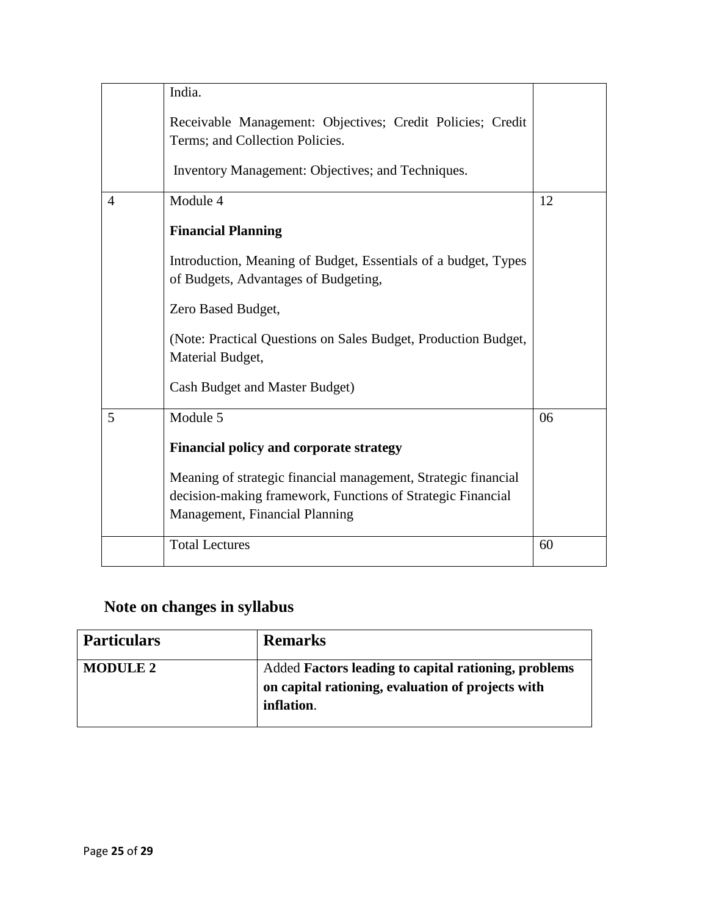| | | |
|---|---|---|
| | India.<br><br>Receivable Management: Objectives; Credit Policies; Credit Terms; and Collection Policies.<br><br>Inventory Management: Objectives; and Techniques. | |
| 4 | Module 4<br><br>**Financial Planning**<br><br>Introduction, Meaning of Budget, Essentials of a budget, Types of Budgets, Advantages of Budgeting,<br><br>Zero Based Budget,<br><br>(Note: Practical Questions on Sales Budget, Production Budget, Material Budget,<br><br>Cash Budget and Master Budget) | 12 |
| 5 | Module 5<br><br>**Financial policy and corporate strategy**<br><br>Meaning of strategic financial management, Strategic financial decision-making framework, Functions of Strategic Financial Management, Financial Planning | 06 |
| | Total Lectures | 60 |

## Note on changes in syllabus

| **Particulars** | **Remarks** |
|---|---|
| **MODULE 2** | Added **Factors leading to capital rationing, problems on capital rationing, evaluation of projects with inflation**. |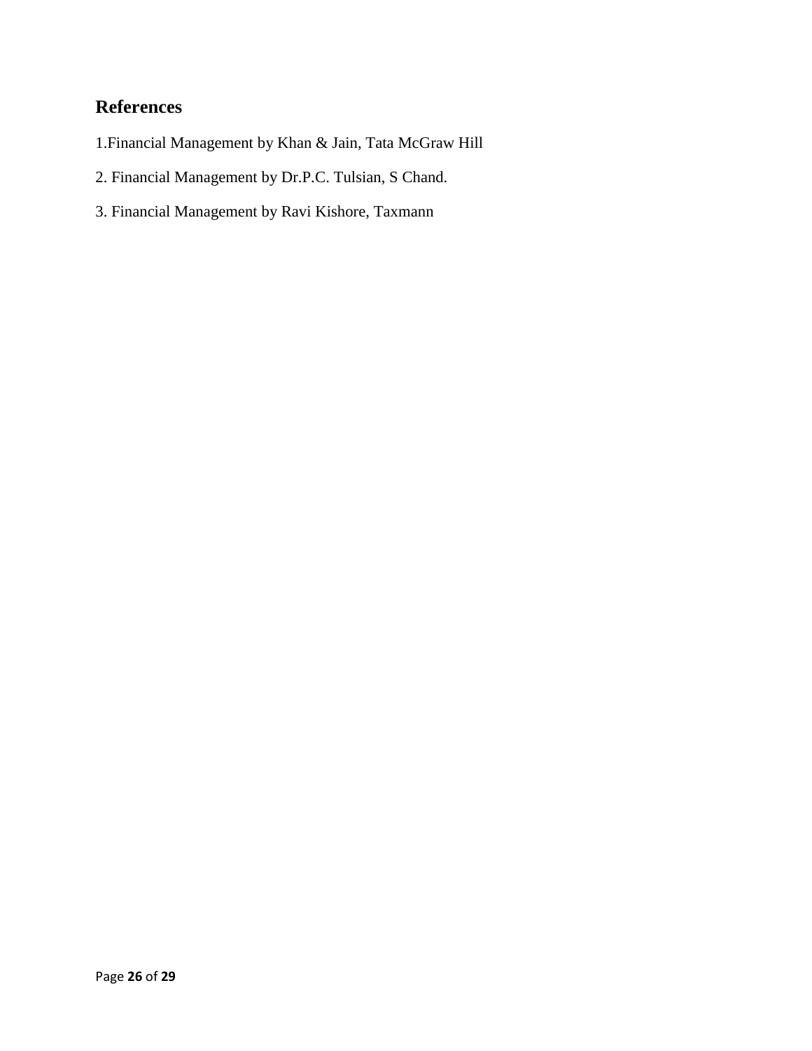## References

1.Financial Management by Khan & Jain, Tata McGraw Hill

2. Financial Management by Dr.P.C. Tulsian, S Chand.

3. Financial Management by Ravi Kishore, Taxmann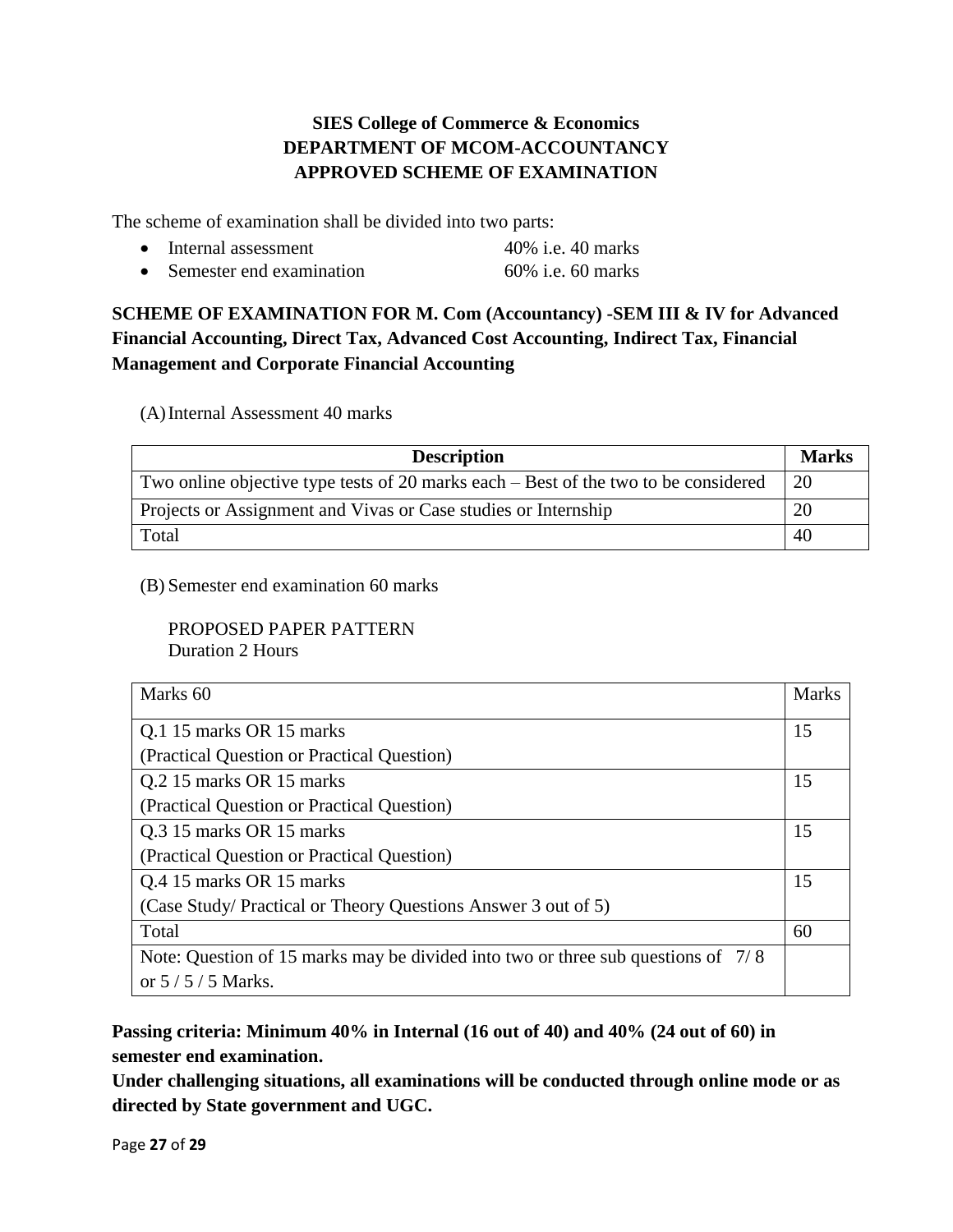**SIES College of Commerce & Economics**
**DEPARTMENT OF MCOM-ACCOUNTANCY**
**APPROVED SCHEME OF EXAMINATION**

The scheme of examination shall be divided into two parts:

- Internal assessment 40% i.e. 40 marks
- Semester end examination 60% i.e. 60 marks

**SCHEME OF EXAMINATION FOR M. Com (Accountancy) -SEM III & IV for Advanced Financial Accounting, Direct Tax, Advanced Cost Accounting, Indirect Tax, Financial Management and Corporate Financial Accounting**

(A) Internal Assessment 40 marks

| Description | Marks |
|---|---|
| Two online objective type tests of 20 marks each – Best of the two to be considered | 20 |
| Projects or Assignment and Vivas or Case studies or Internship | 20 |
| Total | 40 |

(B) Semester end examination 60 marks

PROPOSED PAPER PATTERN
Duration 2 Hours

| Marks 60 | Marks |
|---|---|
| Q.1 15 marks OR 15 marks<br>(Practical Question or Practical Question) | 15 |
| Q.2 15 marks OR 15 marks<br>(Practical Question or Practical Question) | 15 |
| Q.3 15 marks OR 15 marks<br>(Practical Question or Practical Question) | 15 |
| Q.4 15 marks OR 15 marks<br>(Case Study/ Practical or Theory Questions Answer 3 out of 5) | 15 |
| Total | 60 |
| Note: Question of 15 marks may be divided into two or three sub questions of 7/ 8 or 5 / 5 / 5 Marks. | |

**Passing criteria: Minimum 40% in Internal (16 out of 40) and 40% (24 out of 60) in semester end examination.**
**Under challenging situations, all examinations will be conducted through online mode or as directed by State government and UGC.**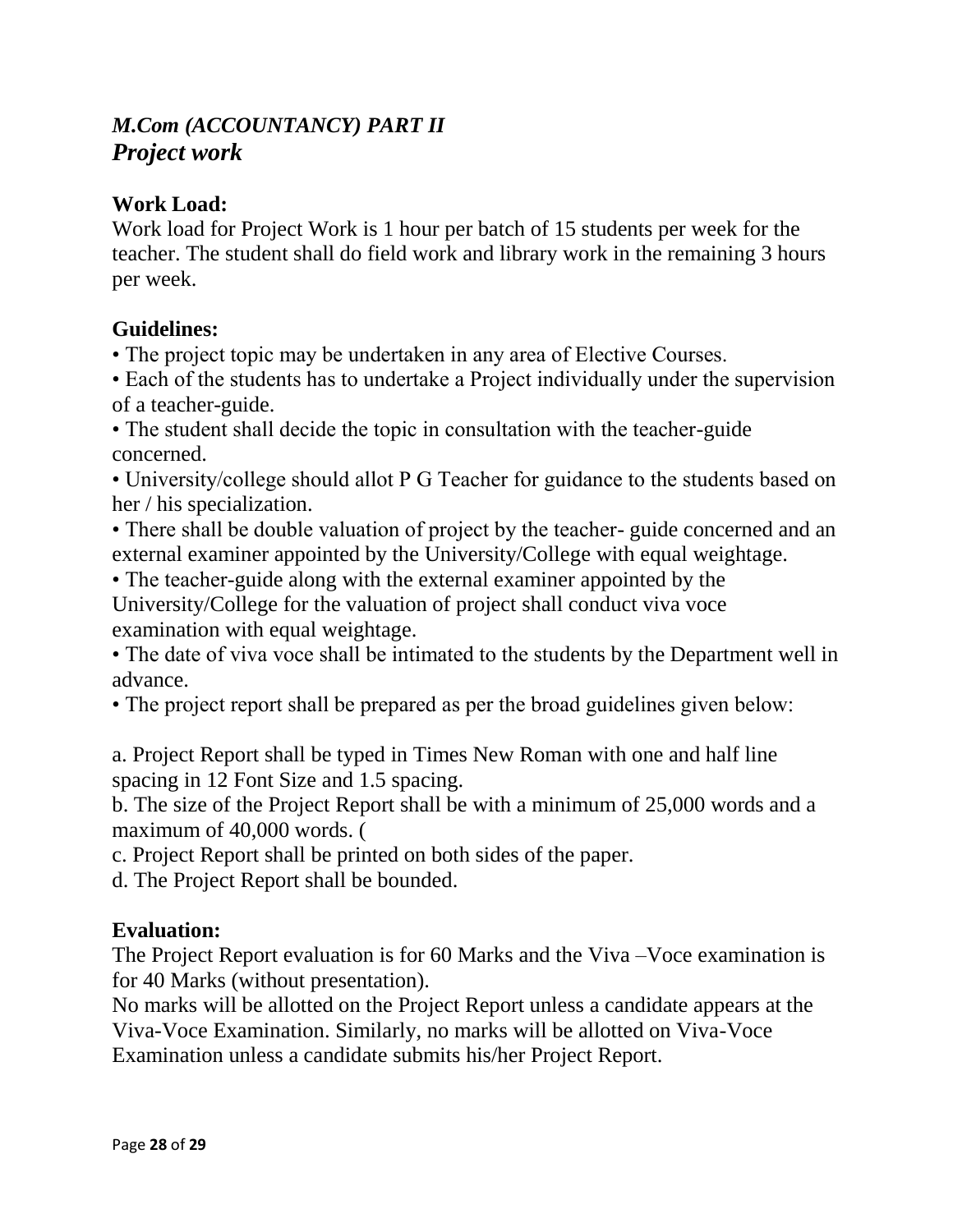## *M.Com (ACCOUNTANCY) PART II*

## *Project work*

**Work Load:**

Work load for Project Work is 1 hour per batch of 15 students per week for the teacher. The student shall do field work and library work in the remaining 3 hours per week.

**Guidelines:**

- The project topic may be undertaken in any area of Elective Courses.
- Each of the students has to undertake a Project individually under the supervision of a teacher-guide.
- The student shall decide the topic in consultation with the teacher-guide concerned.
- University/college should allot P G Teacher for guidance to the students based on her / his specialization.
- There shall be double valuation of project by the teacher- guide concerned and an external examiner appointed by the University/College with equal weightage.
- The teacher-guide along with the external examiner appointed by the University/College for the valuation of project shall conduct viva voce examination with equal weightage.
- The date of viva voce shall be intimated to the students by the Department well in advance.
- The project report shall be prepared as per the broad guidelines given below:

a. Project Report shall be typed in Times New Roman with one and half line spacing in 12 Font Size and 1.5 spacing.

b. The size of the Project Report shall be with a minimum of 25,000 words and a maximum of 40,000 words. (

c. Project Report shall be printed on both sides of the paper.

d. The Project Report shall be bounded.

**Evaluation:**

The Project Report evaluation is for 60 Marks and the Viva –Voce examination is for 40 Marks (without presentation).

No marks will be allotted on the Project Report unless a candidate appears at the Viva-Voce Examination. Similarly, no marks will be allotted on Viva-Voce Examination unless a candidate submits his/her Project Report.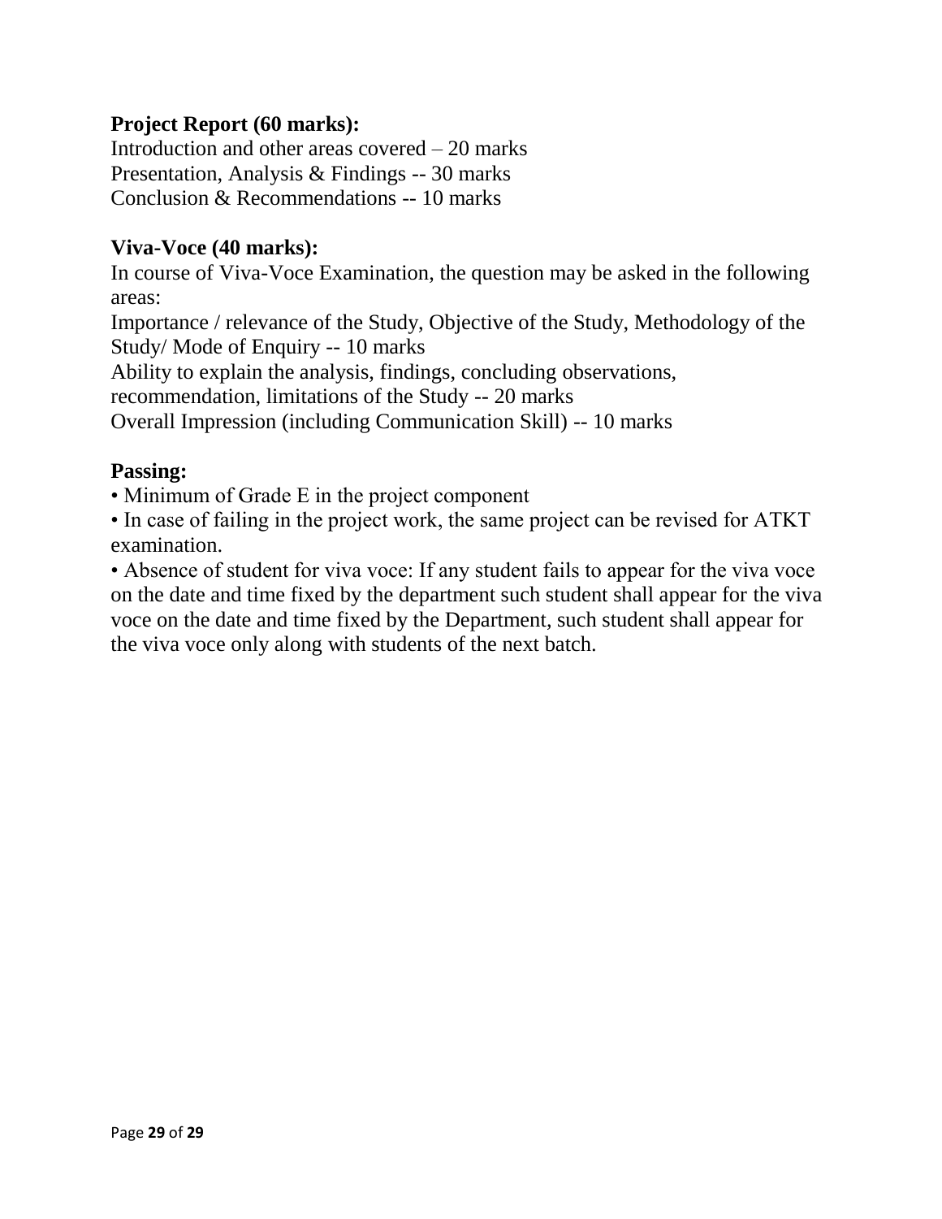**Project Report (60 marks):**

Introduction and other areas covered – 20 marks
Presentation, Analysis & Findings -- 30 marks
Conclusion & Recommendations -- 10 marks

**Viva-Voce (40 marks):**

In course of Viva-Voce Examination, the question may be asked in the following areas:

Importance / relevance of the Study, Objective of the Study, Methodology of the Study/ Mode of Enquiry -- 10 marks
Ability to explain the analysis, findings, concluding observations, recommendation, limitations of the Study -- 20 marks
Overall Impression (including Communication Skill) -- 10 marks

**Passing:**

- Minimum of Grade E in the project component
- In case of failing in the project work, the same project can be revised for ATKT examination.
- Absence of student for viva voce: If any student fails to appear for the viva voce on the date and time fixed by the department such student shall appear for the viva voce on the date and time fixed by the Department, such student shall appear for the viva voce only along with students of the next batch.